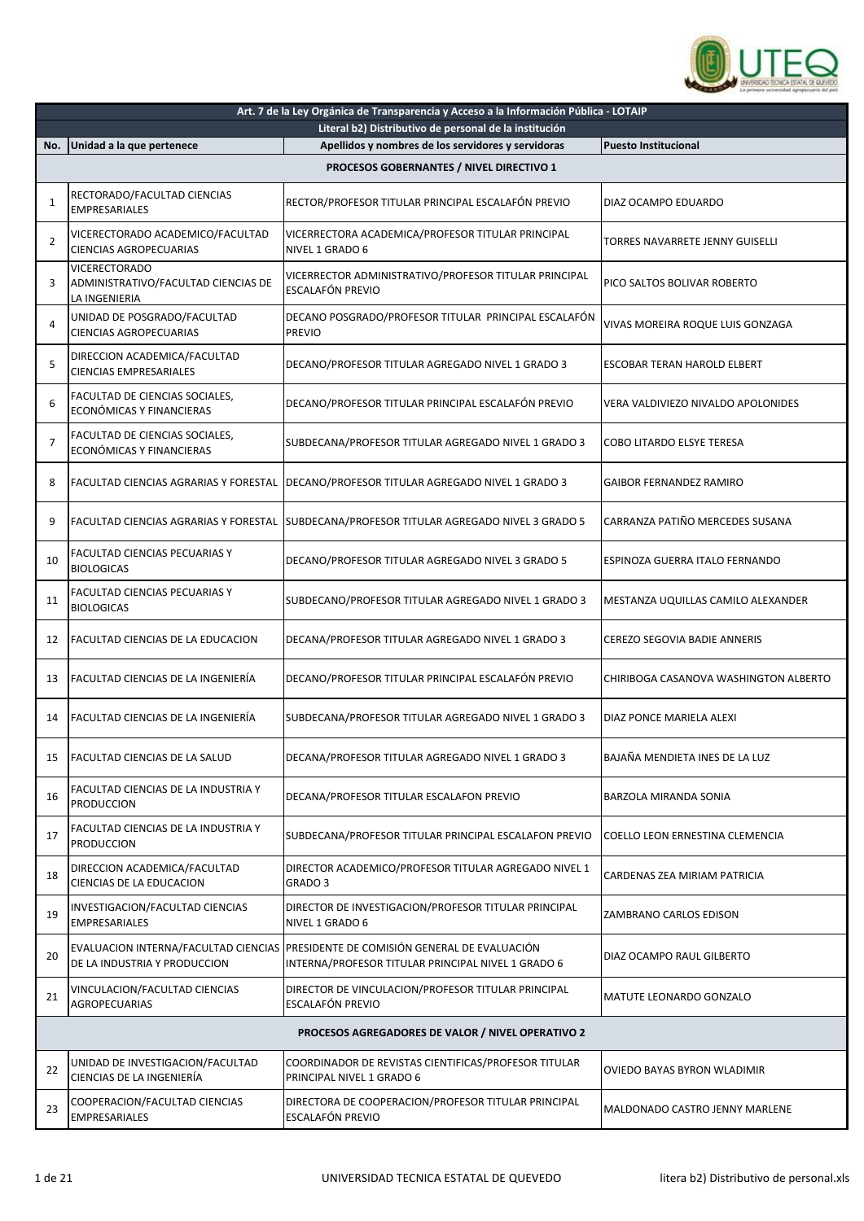| Art. 7 de la Ley Orgánica de Transparencia y Acceso a la Información Pública - LOTAIP | | | |
|---|---|---|---|
| **Literal b2) Distributivo de personal de la institución** | | | |
| **No.** | **Unidad a la que pertenece** | **Apellidos y nombres de los servidores y servidoras** | **Puesto Institucional** |
| **PROCESOS GOBERNANTES / NIVEL DIRECTIVO 1** | | | |
| 1 | RECTORADO/FACULTAD CIENCIAS EMPRESARIALES | RECTOR/PROFESOR TITULAR PRINCIPAL ESCALAFÓN PREVIO | DIAZ OCAMPO EDUARDO |
| 2 | VICERECTORADO ACADEMICO/FACULTAD CIENCIAS AGROPECUARIAS | VICERRECTORA ACADEMICA/PROFESOR TITULAR PRINCIPAL NIVEL 1 GRADO 6 | TORRES NAVARRETE JENNY GUISELLI |
| 3 | VICERECTORADO ADMINISTRATIVO/FACULTAD CIENCIAS DE LA INGENIERIA | VICERRECTOR ADMINISTRATIVO/PROFESOR TITULAR PRINCIPAL ESCALAFÓN PREVIO | PICO SALTOS BOLIVAR ROBERTO |
| 4 | UNIDAD DE POSGRADO/FACULTAD CIENCIAS AGROPECUARIAS | DECANO POSGRADO/PROFESOR TITULAR PRINCIPAL ESCALAFÓN PREVIO | VIVAS MOREIRA ROQUE LUIS GONZAGA |
| 5 | DIRECCION ACADEMICA/FACULTAD CIENCIAS EMPRESARIALES | DECANO/PROFESOR TITULAR AGREGADO NIVEL 1 GRADO 3 | ESCOBAR TERAN HAROLD ELBERT |
| 6 | FACULTAD DE CIENCIAS SOCIALES, ECONÓMICAS Y FINANCIERAS | DECANO/PROFESOR TITULAR PRINCIPAL ESCALAFÓN PREVIO | VERA VALDIVIEZO NIVALDO APOLONIDES |
| 7 | FACULTAD DE CIENCIAS SOCIALES, ECONÓMICAS Y FINANCIERAS | SUBDECANA/PROFESOR TITULAR AGREGADO NIVEL 1 GRADO 3 | COBO LITARDO ELSYE TERESA |
| 8 | FACULTAD CIENCIAS AGRARIAS Y FORESTAL | DECANO/PROFESOR TITULAR AGREGADO NIVEL 1 GRADO 3 | GAIBOR FERNANDEZ RAMIRO |
| 9 | FACULTAD CIENCIAS AGRARIAS Y FORESTAL | SUBDECANA/PROFESOR TITULAR AGREGADO NIVEL 3 GRADO 5 | CARRANZA PATIÑO MERCEDES SUSANA |
| 10 | FACULTAD CIENCIAS PECUARIAS Y BIOLOGICAS | DECANO/PROFESOR TITULAR AGREGADO NIVEL 3 GRADO 5 | ESPINOZA GUERRA ITALO FERNANDO |
| 11 | FACULTAD CIENCIAS PECUARIAS Y BIOLOGICAS | SUBDECANO/PROFESOR TITULAR AGREGADO NIVEL 1 GRADO 3 | MESTANZA UQUILLAS CAMILO ALEXANDER |
| 12 | FACULTAD CIENCIAS DE LA EDUCACION | DECANA/PROFESOR TITULAR AGREGADO NIVEL 1 GRADO 3 | CEREZO SEGOVIA BADIE ANNERIS |
| 13 | FACULTAD CIENCIAS DE LA INGENIERÍA | DECANO/PROFESOR TITULAR PRINCIPAL ESCALAFÓN PREVIO | CHIRIBOGA CASANOVA WASHINGTON ALBERTO |
| 14 | FACULTAD CIENCIAS DE LA INGENIERÍA | SUBDECANA/PROFESOR TITULAR AGREGADO NIVEL 1 GRADO 3 | DIAZ PONCE MARIELA ALEXI |
| 15 | FACULTAD CIENCIAS DE LA SALUD | DECANA/PROFESOR TITULAR AGREGADO NIVEL 1 GRADO 3 | BAJAÑA MENDIETA INES DE LA LUZ |
| 16 | FACULTAD CIENCIAS DE LA INDUSTRIA Y PRODUCCION | DECANA/PROFESOR TITULAR ESCALAFON PREVIO | BARZOLA MIRANDA SONIA |
| 17 | FACULTAD CIENCIAS DE LA INDUSTRIA Y PRODUCCION | SUBDECANA/PROFESOR TITULAR PRINCIPAL ESCALAFON PREVIO | COELLO LEON ERNESTINA CLEMENCIA |
| 18 | DIRECCION ACADEMICA/FACULTAD CIENCIAS DE LA EDUCACION | DIRECTOR ACADEMICO/PROFESOR TITULAR AGREGADO NIVEL 1 GRADO 3 | CARDENAS ZEA MIRIAM PATRICIA |
| 19 | INVESTIGACION/FACULTAD CIENCIAS EMPRESARIALES | DIRECTOR DE INVESTIGACION/PROFESOR TITULAR PRINCIPAL NIVEL 1 GRADO 6 | ZAMBRANO CARLOS EDISON |
| 20 | EVALUACION INTERNA/FACULTAD CIENCIAS DE LA INDUSTRIA Y PRODUCCION | PRESIDENTE DE COMISIÓN GENERAL DE EVALUACIÓN INTERNA/PROFESOR TITULAR PRINCIPAL NIVEL 1 GRADO 6 | DIAZ OCAMPO RAUL GILBERTO |
| 21 | VINCULACION/FACULTAD CIENCIAS AGROPECUARIAS | DIRECTOR DE VINCULACION/PROFESOR TITULAR PRINCIPAL ESCALAFÓN PREVIO | MATUTE LEONARDO GONZALO |
| **PROCESOS AGREGADORES DE VALOR / NIVEL OPERATIVO 2** | | | |
| 22 | UNIDAD DE INVESTIGACION/FACULTAD CIENCIAS DE LA INGENIERÍA | COORDINADOR DE REVISTAS CIENTIFICAS/PROFESOR TITULAR PRINCIPAL NIVEL 1 GRADO 6 | OVIEDO BAYAS BYRON WLADIMIR |
| 23 | COOPERACION/FACULTAD CIENCIAS EMPRESARIALES | DIRECTORA DE COOPERACION/PROFESOR TITULAR PRINCIPAL ESCALAFÓN PREVIO | MALDONADO CASTRO JENNY MARLENE |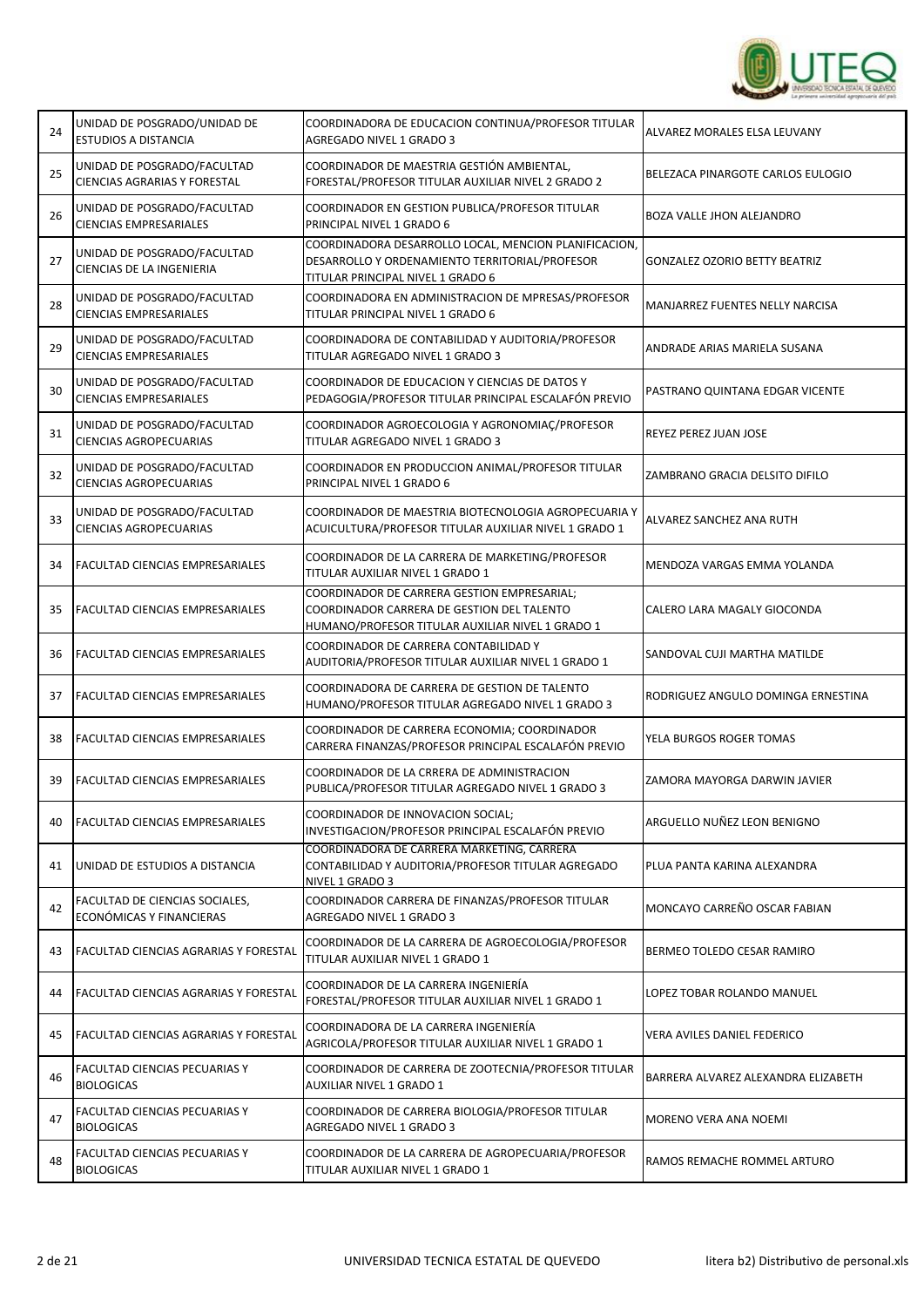| 24 | UNIDAD DE POSGRADO/UNIDAD DE ESTUDIOS A DISTANCIA | COORDINADORA DE EDUCACION CONTINUA/PROFESOR TITULAR AGREGADO NIVEL 1 GRADO 3 | ALVAREZ MORALES ELSA LEUVANY |
|---|---|---|---|
| 25 | UNIDAD DE POSGRADO/FACULTAD CIENCIAS AGRARIAS Y FORESTAL | COORDINADOR DE MAESTRIA GESTIÓN AMBIENTAL, FORESTAL/PROFESOR TITULAR AUXILIAR NIVEL 2 GRADO 2 | BELEZACA PINARGOTE CARLOS EULOGIO |
| 26 | UNIDAD DE POSGRADO/FACULTAD CIENCIAS EMPRESARIALES | COORDINADOR EN GESTION PUBLICA/PROFESOR TITULAR PRINCIPAL NIVEL 1 GRADO 6 | BOZA VALLE JHON ALEJANDRO |
| 27 | UNIDAD DE POSGRADO/FACULTAD CIENCIAS DE LA INGENIERIA | COORDINADORA DESARROLLO LOCAL, MENCION PLANIFICACION, DESARROLLO Y ORDENAMIENTO TERRITORIAL/PROFESOR TITULAR PRINCIPAL NIVEL 1 GRADO 6 | GONZALEZ OZORIO BETTY BEATRIZ |
| 28 | UNIDAD DE POSGRADO/FACULTAD CIENCIAS EMPRESARIALES | COORDINADORA EN ADMINISTRACION DE MPRESAS/PROFESOR TITULAR PRINCIPAL NIVEL 1 GRADO 6 | MANJARREZ FUENTES NELLY NARCISA |
| 29 | UNIDAD DE POSGRADO/FACULTAD CIENCIAS EMPRESARIALES | COORDINADORA DE CONTABILIDAD Y AUDITORIA/PROFESOR TITULAR AGREGADO NIVEL 1 GRADO 3 | ANDRADE ARIAS MARIELA SUSANA |
| 30 | UNIDAD DE POSGRADO/FACULTAD CIENCIAS EMPRESARIALES | COORDINADOR DE EDUCACION Y CIENCIAS DE DATOS Y PEDAGOGIA/PROFESOR TITULAR PRINCIPAL ESCALAFÓN PREVIO | PASTRANO QUINTANA EDGAR VICENTE |
| 31 | UNIDAD DE POSGRADO/FACULTAD CIENCIAS AGROPECUARIAS | COORDINADOR AGROECOLOGIA Y AGRONOMIAÇ/PROFESOR TITULAR AGREGADO NIVEL 1 GRADO 3 | REYEZ PEREZ JUAN JOSE |
| 32 | UNIDAD DE POSGRADO/FACULTAD CIENCIAS AGROPECUARIAS | COORDINADOR EN PRODUCCION ANIMAL/PROFESOR TITULAR PRINCIPAL NIVEL 1 GRADO 6 | ZAMBRANO GRACIA DELSITO DIFILO |
| 33 | UNIDAD DE POSGRADO/FACULTAD CIENCIAS AGROPECUARIAS | COORDINADOR DE MAESTRIA BIOTECNOLOGIA AGROPECUARIA Y ACUICULTURA/PROFESOR TITULAR AUXILIAR NIVEL 1 GRADO 1 | ALVAREZ SANCHEZ ANA RUTH |
| 34 | FACULTAD CIENCIAS EMPRESARIALES | COORDINADOR DE LA CARRERA DE MARKETING/PROFESOR TITULAR AUXILIAR NIVEL 1 GRADO 1 | MENDOZA VARGAS EMMA YOLANDA |
| 35 | FACULTAD CIENCIAS EMPRESARIALES | COORDINADOR DE CARRERA GESTION EMPRESARIAL; COORDINADOR CARRERA DE GESTION DEL TALENTO HUMANO/PROFESOR TITULAR AUXILIAR NIVEL 1 GRADO 1 | CALERO LARA MAGALY GIOCONDA |
| 36 | FACULTAD CIENCIAS EMPRESARIALES | COORDINADOR DE CARRERA CONTABILIDAD Y AUDITORIA/PROFESOR TITULAR AUXILIAR NIVEL 1 GRADO 1 | SANDOVAL CUJI MARTHA MATILDE |
| 37 | FACULTAD CIENCIAS EMPRESARIALES | COORDINADORA DE CARRERA DE GESTION DE TALENTO HUMANO/PROFESOR TITULAR AGREGADO NIVEL 1 GRADO 3 | RODRIGUEZ ANGULO DOMINGA ERNESTINA |
| 38 | FACULTAD CIENCIAS EMPRESARIALES | COORDINADOR DE CARRERA ECONOMIA; COORDINADOR CARRERA FINANZAS/PROFESOR PRINCIPAL ESCALAFÓN PREVIO | YELA BURGOS ROGER TOMAS |
| 39 | FACULTAD CIENCIAS EMPRESARIALES | COORDINADOR DE LA CRRERA DE ADMINISTRACION PUBLICA/PROFESOR TITULAR AGREGADO NIVEL 1 GRADO 3 | ZAMORA MAYORGA DARWIN JAVIER |
| 40 | FACULTAD CIENCIAS EMPRESARIALES | COORDINADOR DE INNOVACION SOCIAL; INVESTIGACION/PROFESOR PRINCIPAL ESCALAFÓN PREVIO | ARGUELLO NUÑEZ LEON BENIGNO |
| 41 | UNIDAD DE ESTUDIOS A DISTANCIA | COORDINADORA DE CARRERA MARKETING, CARRERA CONTABILIDAD Y AUDITORIA/PROFESOR TITULAR AGREGADO NIVEL 1 GRADO 3 | PLUA PANTA KARINA ALEXANDRA |
| 42 | FACULTAD DE CIENCIAS SOCIALES, ECONÓMICAS Y FINANCIERAS | COORDINADOR CARRERA DE FINANZAS/PROFESOR TITULAR AGREGADO NIVEL 1 GRADO 3 | MONCAYO CARREÑO OSCAR FABIAN |
| 43 | FACULTAD CIENCIAS AGRARIAS Y FORESTAL | COORDINADOR DE LA CARRERA DE AGROECOLOGIA/PROFESOR TITULAR AUXILIAR NIVEL 1 GRADO 1 | BERMEO TOLEDO CESAR RAMIRO |
| 44 | FACULTAD CIENCIAS AGRARIAS Y FORESTAL | COORDINADOR DE LA CARRERA INGENIERÍA FORESTAL/PROFESOR TITULAR AUXILIAR NIVEL 1 GRADO 1 | LOPEZ TOBAR ROLANDO MANUEL |
| 45 | FACULTAD CIENCIAS AGRARIAS Y FORESTAL | COORDINADORA DE LA CARRERA INGENIERÍA AGRICOLA/PROFESOR TITULAR AUXILIAR NIVEL 1 GRADO 1 | VERA AVILES DANIEL FEDERICO |
| 46 | FACULTAD CIENCIAS PECUARIAS Y BIOLOGICAS | COORDINADOR DE CARRERA DE ZOOTECNIA/PROFESOR TITULAR AUXILIAR NIVEL 1 GRADO 1 | BARRERA ALVAREZ ALEXANDRA ELIZABETH |
| 47 | FACULTAD CIENCIAS PECUARIAS Y BIOLOGICAS | COORDINADOR DE CARRERA BIOLOGIA/PROFESOR TITULAR AGREGADO NIVEL 1 GRADO 3 | MORENO VERA ANA NOEMI |
| 48 | FACULTAD CIENCIAS PECUARIAS Y BIOLOGICAS | COORDINADOR DE LA CARRERA DE AGROPECUARIA/PROFESOR TITULAR AUXILIAR NIVEL 1 GRADO 1 | RAMOS REMACHE ROMMEL ARTURO |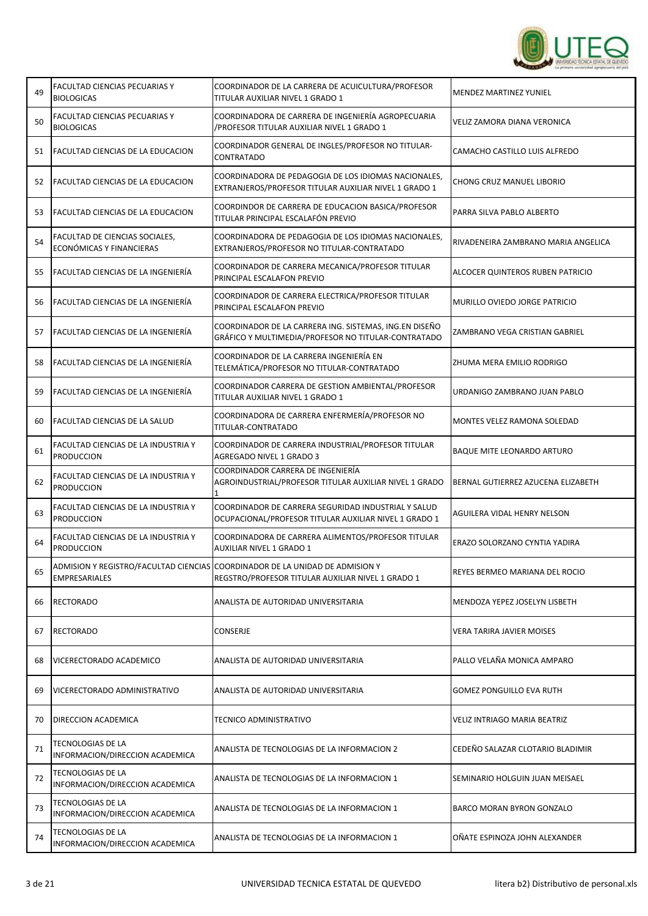| 49 | FACULTAD CIENCIAS PECUARIAS Y BIOLOGICAS | COORDINADOR DE LA CARRERA DE ACUICULTURA/PROFESOR TITULAR AUXILIAR NIVEL 1 GRADO 1 | MENDEZ MARTINEZ YUNIEL |
|---|---|---|---|
| 50 | FACULTAD CIENCIAS PECUARIAS Y BIOLOGICAS | COORDINADORA DE CARRERA DE INGENIERÍA AGROPECUARIA /PROFESOR TITULAR AUXILIAR NIVEL 1 GRADO 1 | VELIZ ZAMORA DIANA VERONICA |
| 51 | FACULTAD CIENCIAS DE LA EDUCACION | COORDINADOR GENERAL DE INGLES/PROFESOR NO TITULAR-CONTRATADO | CAMACHO CASTILLO LUIS ALFREDO |
| 52 | FACULTAD CIENCIAS DE LA EDUCACION | COORDINADORA DE PEDAGOGIA DE LOS IDIOMAS NACIONALES, EXTRANJEROS/PROFESOR TITULAR AUXILIAR NIVEL 1 GRADO 1 | CHONG CRUZ MANUEL LIBORIO |
| 53 | FACULTAD CIENCIAS DE LA EDUCACION | COORDINDOR DE CARRERA DE EDUCACION BASICA/PROFESOR TITULAR PRINCIPAL ESCALAFÓN PREVIO | PARRA SILVA PABLO ALBERTO |
| 54 | FACULTAD DE CIENCIAS SOCIALES, ECONÓMICAS Y FINANCIERAS | COORDINADORA DE PEDAGOGIA DE LOS IDIOMAS NACIONALES, EXTRANJEROS/PROFESOR NO TITULAR-CONTRATADO | RIVADENEIRA ZAMBRANO MARIA ANGELICA |
| 55 | FACULTAD CIENCIAS DE LA INGENIERÍA | COORDINADOR DE CARRERA MECANICA/PROFESOR TITULAR PRINCIPAL ESCALAFON PREVIO | ALCOCER QUINTEROS RUBEN PATRICIO |
| 56 | FACULTAD CIENCIAS DE LA INGENIERÍA | COORDINADOR DE CARRERA ELECTRICA/PROFESOR TITULAR PRINCIPAL ESCALAFON PREVIO | MURILLO OVIEDO JORGE PATRICIO |
| 57 | FACULTAD CIENCIAS DE LA INGENIERÍA | COORDINADOR DE LA CARRERA ING. SISTEMAS, ING.EN DISEÑO GRÁFICO Y MULTIMEDIA/PROFESOR NO TITULAR-CONTRATADO | ZAMBRANO VEGA CRISTIAN GABRIEL |
| 58 | FACULTAD CIENCIAS DE LA INGENIERÍA | COORDINADOR DE LA CARRERA INGENIERÍA EN TELEMÁTICA/PROFESOR NO TITULAR-CONTRATADO | ZHUMA MERA EMILIO RODRIGO |
| 59 | FACULTAD CIENCIAS DE LA INGENIERÍA | COORDINADOR CARRERA DE GESTION AMBIENTAL/PROFESOR TITULAR AUXILIAR NIVEL 1 GRADO 1 | URDANIGO ZAMBRANO JUAN PABLO |
| 60 | FACULTAD CIENCIAS DE LA SALUD | COORDINADORA DE CARRERA ENFERMERÍA/PROFESOR NO TITULAR-CONTRATADO | MONTES VELEZ RAMONA SOLEDAD |
| 61 | FACULTAD CIENCIAS DE LA INDUSTRIA Y PRODUCCION | COORDINADOR DE CARRERA INDUSTRIAL/PROFESOR TITULAR AGREGADO NIVEL 1 GRADO 3 | BAQUE MITE LEONARDO ARTURO |
| 62 | FACULTAD CIENCIAS DE LA INDUSTRIA Y PRODUCCION | COORDINADOR CARRERA DE INGENIERÍA AGROINDUSTRIAL/PROFESOR TITULAR AUXILIAR NIVEL 1 GRADO 1 | BERNAL GUTIERREZ AZUCENA ELIZABETH |
| 63 | FACULTAD CIENCIAS DE LA INDUSTRIA Y PRODUCCION | COORDINADOR DE CARRERA SEGURIDAD INDUSTRIAL Y SALUD OCUPACIONAL/PROFESOR TITULAR AUXILIAR NIVEL 1 GRADO 1 | AGUILERA VIDAL HENRY NELSON |
| 64 | FACULTAD CIENCIAS DE LA INDUSTRIA Y PRODUCCION | COORDINADORA DE CARRERA ALIMENTOS/PROFESOR TITULAR AUXILIAR NIVEL 1 GRADO 1 | ERAZO SOLORZANO CYNTIA YADIRA |
| 65 | ADMISION Y REGISTRO/FACULTAD CIENCIAS EMPRESARIALES | COORDINADOR DE LA UNIDAD DE ADMISION Y REGSTRO/PROFESOR TITULAR AUXILIAR NIVEL 1 GRADO 1 | REYES BERMEO MARIANA DEL ROCIO |
| 66 | RECTORADO | ANALISTA DE AUTORIDAD UNIVERSITARIA | MENDOZA YEPEZ JOSELYN LISBETH |
| 67 | RECTORADO | CONSERJE | VERA TARIRA JAVIER MOISES |
| 68 | VICERECTORADO ACADEMICO | ANALISTA DE AUTORIDAD UNIVERSITARIA | PALLO VELAÑA MONICA AMPARO |
| 69 | VICERECTORADO ADMINISTRATIVO | ANALISTA DE AUTORIDAD UNIVERSITARIA | GOMEZ PONGUILLO EVA RUTH |
| 70 | DIRECCION ACADEMICA | TECNICO ADMINISTRATIVO | VELIZ INTRIAGO MARIA BEATRIZ |
| 71 | TECNOLOGIAS DE LA INFORMACION/DIRECCION ACADEMICA | ANALISTA DE TECNOLOGIAS DE LA INFORMACION 2 | CEDEÑO SALAZAR CLOTARIO BLADIMIR |
| 72 | TECNOLOGIAS DE LA INFORMACION/DIRECCION ACADEMICA | ANALISTA DE TECNOLOGIAS DE LA INFORMACION 1 | SEMINARIO HOLGUIN JUAN MEISAEL |
| 73 | TECNOLOGIAS DE LA INFORMACION/DIRECCION ACADEMICA | ANALISTA DE TECNOLOGIAS DE LA INFORMACION 1 | BARCO MORAN BYRON GONZALO |
| 74 | TECNOLOGIAS DE LA INFORMACION/DIRECCION ACADEMICA | ANALISTA DE TECNOLOGIAS DE LA INFORMACION 1 | OÑATE ESPINOZA JOHN ALEXANDER |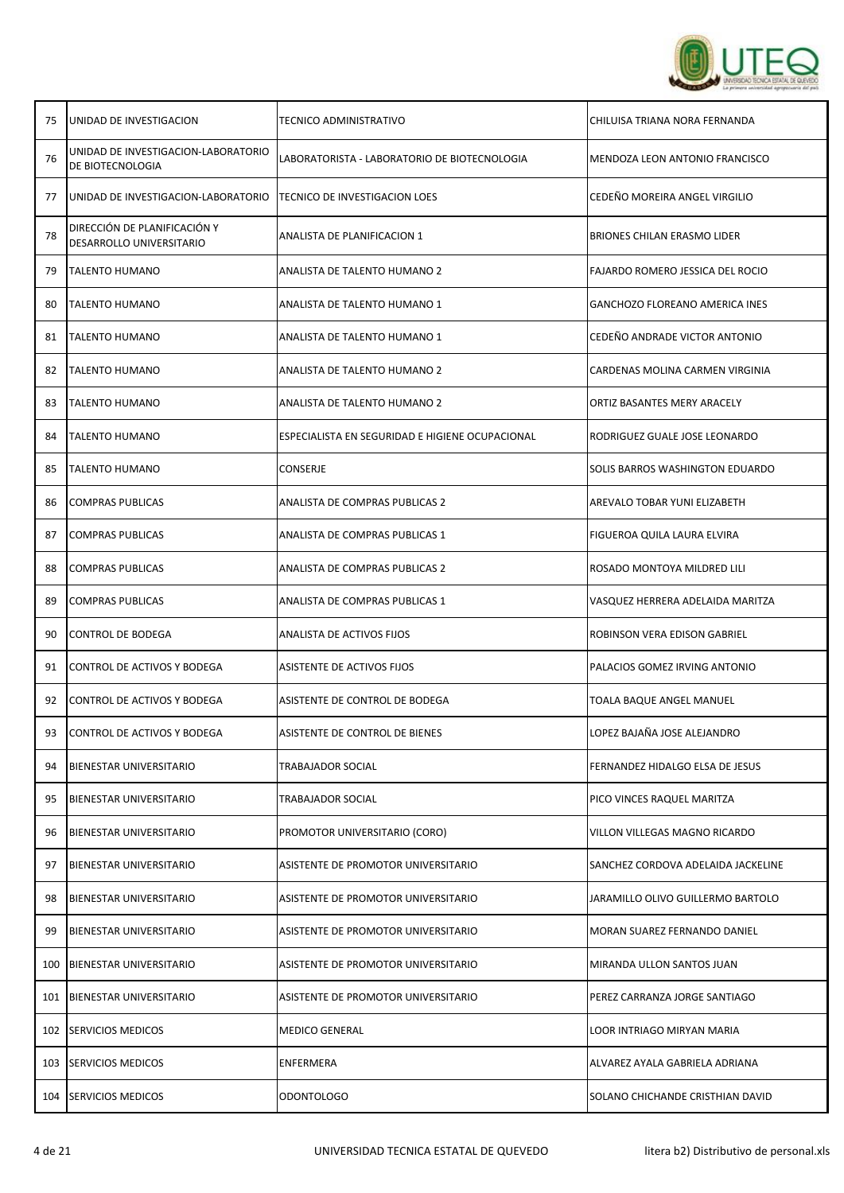| 75 | UNIDAD DE INVESTIGACION | TECNICO ADMINISTRATIVO | CHILUISA TRIANA NORA FERNANDA |
|---|---|---|---|
| 76 | UNIDAD DE INVESTIGACION-LABORATORIO DE BIOTECNOLOGIA | LABORATORISTA - LABORATORIO DE BIOTECNOLOGIA | MENDOZA LEON ANTONIO FRANCISCO |
| 77 | UNIDAD DE INVESTIGACION-LABORATORIO | TECNICO DE INVESTIGACION LOES | CEDEÑO MOREIRA ANGEL VIRGILIO |
| 78 | DIRECCIÓN DE PLANIFICACIÓN Y DESARROLLO UNIVERSITARIO | ANALISTA DE PLANIFICACION 1 | BRIONES CHILAN ERASMO LIDER |
| 79 | TALENTO HUMANO | ANALISTA DE TALENTO HUMANO 2 | FAJARDO ROMERO JESSICA DEL ROCIO |
| 80 | TALENTO HUMANO | ANALISTA DE TALENTO HUMANO 1 | GANCHOZO FLOREANO AMERICA INES |
| 81 | TALENTO HUMANO | ANALISTA DE TALENTO HUMANO 1 | CEDEÑO ANDRADE VICTOR ANTONIO |
| 82 | TALENTO HUMANO | ANALISTA DE TALENTO HUMANO 2 | CARDENAS MOLINA CARMEN VIRGINIA |
| 83 | TALENTO HUMANO | ANALISTA DE TALENTO HUMANO 2 | ORTIZ BASANTES MERY ARACELY |
| 84 | TALENTO HUMANO | ESPECIALISTA EN SEGURIDAD E HIGIENE OCUPACIONAL | RODRIGUEZ GUALE JOSE LEONARDO |
| 85 | TALENTO HUMANO | CONSERJE | SOLIS BARROS WASHINGTON EDUARDO |
| 86 | COMPRAS PUBLICAS | ANALISTA DE COMPRAS PUBLICAS 2 | AREVALO TOBAR YUNI ELIZABETH |
| 87 | COMPRAS PUBLICAS | ANALISTA DE COMPRAS PUBLICAS 1 | FIGUEROA QUILA LAURA ELVIRA |
| 88 | COMPRAS PUBLICAS | ANALISTA DE COMPRAS PUBLICAS 2 | ROSADO MONTOYA MILDRED LILI |
| 89 | COMPRAS PUBLICAS | ANALISTA DE COMPRAS PUBLICAS 1 | VASQUEZ HERRERA ADELAIDA MARITZA |
| 90 | CONTROL DE BODEGA | ANALISTA DE ACTIVOS FIJOS | ROBINSON VERA EDISON GABRIEL |
| 91 | CONTROL DE ACTIVOS Y BODEGA | ASISTENTE DE ACTIVOS FIJOS | PALACIOS GOMEZ IRVING ANTONIO |
| 92 | CONTROL DE ACTIVOS Y BODEGA | ASISTENTE DE CONTROL DE BODEGA | TOALA BAQUE ANGEL MANUEL |
| 93 | CONTROL DE ACTIVOS Y BODEGA | ASISTENTE DE CONTROL DE BIENES | LOPEZ BAJAÑA JOSE ALEJANDRO |
| 94 | BIENESTAR UNIVERSITARIO | TRABAJADOR SOCIAL | FERNANDEZ HIDALGO ELSA DE JESUS |
| 95 | BIENESTAR UNIVERSITARIO | TRABAJADOR SOCIAL | PICO VINCES RAQUEL MARITZA |
| 96 | BIENESTAR UNIVERSITARIO | PROMOTOR UNIVERSITARIO (CORO) | VILLON VILLEGAS MAGNO RICARDO |
| 97 | BIENESTAR UNIVERSITARIO | ASISTENTE DE PROMOTOR UNIVERSITARIO | SANCHEZ CORDOVA ADELAIDA JACKELINE |
| 98 | BIENESTAR UNIVERSITARIO | ASISTENTE DE PROMOTOR UNIVERSITARIO | JARAMILLO OLIVO GUILLERMO BARTOLO |
| 99 | BIENESTAR UNIVERSITARIO | ASISTENTE DE PROMOTOR UNIVERSITARIO | MORAN SUAREZ FERNANDO DANIEL |
| 100 | BIENESTAR UNIVERSITARIO | ASISTENTE DE PROMOTOR UNIVERSITARIO | MIRANDA ULLON SANTOS JUAN |
| 101 | BIENESTAR UNIVERSITARIO | ASISTENTE DE PROMOTOR UNIVERSITARIO | PEREZ CARRANZA JORGE SANTIAGO |
| 102 | SERVICIOS MEDICOS | MEDICO GENERAL | LOOR INTRIAGO MIRYAN MARIA |
| 103 | SERVICIOS MEDICOS | ENFERMERA | ALVAREZ AYALA GABRIELA ADRIANA |
| 104 | SERVICIOS MEDICOS | ODONTOLOGO | SOLANO CHICHANDE CRISTHIAN DAVID |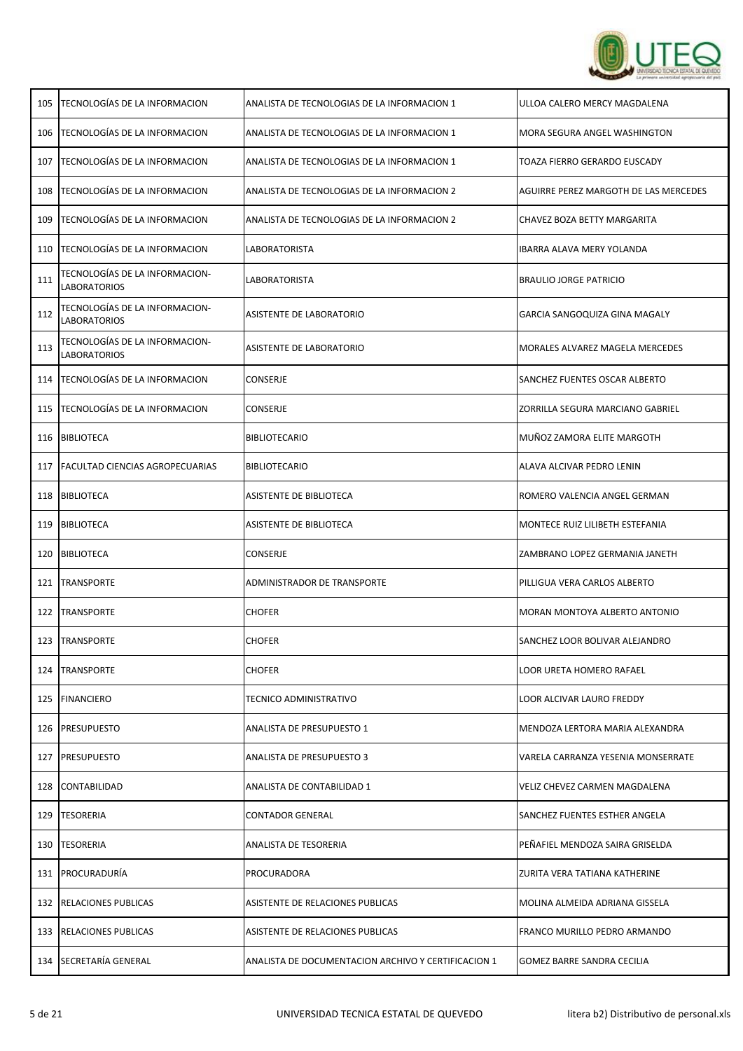| 105 | TECNOLOGÍAS DE LA INFORMACION | ANALISTA DE TECNOLOGIAS DE LA INFORMACION 1 | ULLOA CALERO MERCY MAGDALENA |
|---|---|---|---|
| 106 | TECNOLOGÍAS DE LA INFORMACION | ANALISTA DE TECNOLOGIAS DE LA INFORMACION 1 | MORA SEGURA ANGEL WASHINGTON |
| 107 | TECNOLOGÍAS DE LA INFORMACION | ANALISTA DE TECNOLOGIAS DE LA INFORMACION 1 | TOAZA FIERRO GERARDO EUSCADY |
| 108 | TECNOLOGÍAS DE LA INFORMACION | ANALISTA DE TECNOLOGIAS DE LA INFORMACION 2 | AGUIRRE PEREZ MARGOTH DE LAS MERCEDES |
| 109 | TECNOLOGÍAS DE LA INFORMACION | ANALISTA DE TECNOLOGIAS DE LA INFORMACION 2 | CHAVEZ BOZA BETTY MARGARITA |
| 110 | TECNOLOGÍAS DE LA INFORMACION | LABORATORISTA | IBARRA ALAVA MERY YOLANDA |
| 111 | TECNOLOGÍAS DE LA INFORMACION-LABORATORIOS | LABORATORISTA | BRAULIO JORGE PATRICIO |
| 112 | TECNOLOGÍAS DE LA INFORMACION-LABORATORIOS | ASISTENTE DE LABORATORIO | GARCIA SANGOQUIZA GINA MAGALY |
| 113 | TECNOLOGÍAS DE LA INFORMACION-LABORATORIOS | ASISTENTE DE LABORATORIO | MORALES ALVAREZ MAGELA MERCEDES |
| 114 | TECNOLOGÍAS DE LA INFORMACION | CONSERJE | SANCHEZ FUENTES OSCAR ALBERTO |
| 115 | TECNOLOGÍAS DE LA INFORMACION | CONSERJE | ZORRILLA SEGURA MARCIANO GABRIEL |
| 116 | BIBLIOTECA | BIBLIOTECARIO | MUÑOZ ZAMORA ELITE MARGOTH |
| 117 | FACULTAD CIENCIAS AGROPECUARIAS | BIBLIOTECARIO | ALAVA ALCIVAR PEDRO LENIN |
| 118 | BIBLIOTECA | ASISTENTE DE BIBLIOTECA | ROMERO VALENCIA ANGEL GERMAN |
| 119 | BIBLIOTECA | ASISTENTE DE BIBLIOTECA | MONTECE RUIZ LILIBETH ESTEFANIA |
| 120 | BIBLIOTECA | CONSERJE | ZAMBRANO LOPEZ GERMANIA JANETH |
| 121 | TRANSPORTE | ADMINISTRADOR DE TRANSPORTE | PILLIGUA VERA CARLOS ALBERTO |
| 122 | TRANSPORTE | CHOFER | MORAN MONTOYA ALBERTO ANTONIO |
| 123 | TRANSPORTE | CHOFER | SANCHEZ LOOR BOLIVAR ALEJANDRO |
| 124 | TRANSPORTE | CHOFER | LOOR URETA HOMERO RAFAEL |
| 125 | FINANCIERO | TECNICO ADMINISTRATIVO | LOOR ALCIVAR LAURO FREDDY |
| 126 | PRESUPUESTO | ANALISTA DE PRESUPUESTO 1 | MENDOZA LERTORA MARIA ALEXANDRA |
| 127 | PRESUPUESTO | ANALISTA DE PRESUPUESTO 3 | VARELA CARRANZA YESENIA MONSERRATE |
| 128 | CONTABILIDAD | ANALISTA DE CONTABILIDAD 1 | VELIZ CHEVEZ CARMEN MAGDALENA |
| 129 | TESORERIA | CONTADOR GENERAL | SANCHEZ FUENTES ESTHER ANGELA |
| 130 | TESORERIA | ANALISTA DE TESORERIA | PEÑAFIEL MENDOZA SAIRA GRISELDA |
| 131 | PROCURADURÍA | PROCURADORA | ZURITA VERA TATIANA KATHERINE |
| 132 | RELACIONES PUBLICAS | ASISTENTE DE RELACIONES PUBLICAS | MOLINA ALMEIDA ADRIANA GISSELA |
| 133 | RELACIONES PUBLICAS | ASISTENTE DE RELACIONES PUBLICAS | FRANCO MURILLO PEDRO ARMANDO |
| 134 | SECRETARÍA GENERAL | ANALISTA DE DOCUMENTACION ARCHIVO Y CERTIFICACION 1 | GOMEZ BARRE SANDRA CECILIA |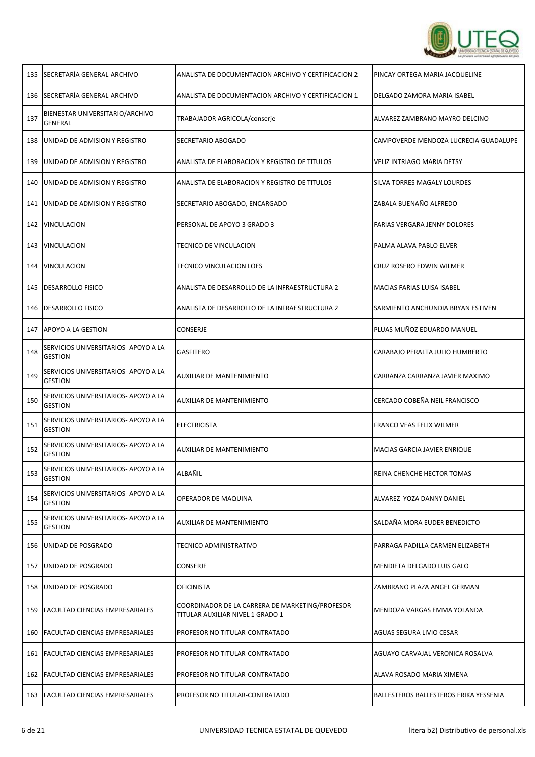| 135 | SECRETARÍA GENERAL-ARCHIVO | ANALISTA DE DOCUMENTACION ARCHIVO Y CERTIFICACION 2 | PINCAY ORTEGA MARIA JACQUELINE |
|---|---|---|---|
| 136 | SECRETARÍA GENERAL-ARCHIVO | ANALISTA DE DOCUMENTACION ARCHIVO Y CERTIFICACION 1 | DELGADO ZAMORA MARIA ISABEL |
| 137 | BIENESTAR UNIVERSITARIO/ARCHIVO GENERAL | TRABAJADOR AGRICOLA/conserje | ALVAREZ ZAMBRANO MAYRO DELCINO |
| 138 | UNIDAD DE ADMISION Y REGISTRO | SECRETARIO ABOGADO | CAMPOVERDE MENDOZA LUCRECIA GUADALUPE |
| 139 | UNIDAD DE ADMISION Y REGISTRO | ANALISTA DE ELABORACION Y REGISTRO DE TITULOS | VELIZ INTRIAGO MARIA DETSY |
| 140 | UNIDAD DE ADMISION Y REGISTRO | ANALISTA DE ELABORACION Y REGISTRO DE TITULOS | SILVA TORRES MAGALY LOURDES |
| 141 | UNIDAD DE ADMISION Y REGISTRO | SECRETARIO ABOGADO, ENCARGADO | ZABALA BUENAÑO ALFREDO |
| 142 | VINCULACION | PERSONAL DE APOYO 3 GRADO 3 | FARIAS VERGARA JENNY DOLORES |
| 143 | VINCULACION | TECNICO DE VINCULACION | PALMA ALAVA PABLO ELVER |
| 144 | VINCULACION | TECNICO VINCULACION LOES | CRUZ ROSERO EDWIN WILMER |
| 145 | DESARROLLO FISICO | ANALISTA DE DESARROLLO DE LA INFRAESTRUCTURA 2 | MACIAS FARIAS LUISA ISABEL |
| 146 | DESARROLLO FISICO | ANALISTA DE DESARROLLO DE LA INFRAESTRUCTURA 2 | SARMIENTO ANCHUNDIA BRYAN ESTIVEN |
| 147 | APOYO A LA GESTION | CONSERJE | PLUAS MUÑOZ EDUARDO MANUEL |
| 148 | SERVICIOS UNIVERSITARIOS- APOYO A LA GESTION | GASFITERO | CARABAJO PERALTA JULIO HUMBERTO |
| 149 | SERVICIOS UNIVERSITARIOS- APOYO A LA GESTION | AUXILIAR DE MANTENIMIENTO | CARRANZA CARRANZA JAVIER MAXIMO |
| 150 | SERVICIOS UNIVERSITARIOS- APOYO A LA GESTION | AUXILIAR DE MANTENIMIENTO | CERCADO COBEÑA NEIL FRANCISCO |
| 151 | SERVICIOS UNIVERSITARIOS- APOYO A LA GESTION | ELECTRICISTA | FRANCO VEAS FELIX WILMER |
| 152 | SERVICIOS UNIVERSITARIOS- APOYO A LA GESTION | AUXILIAR DE MANTENIMIENTO | MACIAS GARCIA JAVIER ENRIQUE |
| 153 | SERVICIOS UNIVERSITARIOS- APOYO A LA GESTION | ALBAÑIL | REINA CHENCHE HECTOR TOMAS |
| 154 | SERVICIOS UNIVERSITARIOS- APOYO A LA GESTION | OPERADOR DE MAQUINA | ALVAREZ YOZA DANNY DANIEL |
| 155 | SERVICIOS UNIVERSITARIOS- APOYO A LA GESTION | AUXILIAR DE MANTENIMIENTO | SALDAÑA MORA EUDER BENEDICTO |
| 156 | UNIDAD DE POSGRADO | TECNICO ADMINISTRATIVO | PARRAGA PADILLA CARMEN ELIZABETH |
| 157 | UNIDAD DE POSGRADO | CONSERJE | MENDIETA DELGADO LUIS GALO |
| 158 | UNIDAD DE POSGRADO | OFICINISTA | ZAMBRANO PLAZA ANGEL GERMAN |
| 159 | FACULTAD CIENCIAS EMPRESARIALES | COORDINADOR DE LA CARRERA DE MARKETING/PROFESOR TITULAR AUXILIAR NIVEL 1 GRADO 1 | MENDOZA VARGAS EMMA YOLANDA |
| 160 | FACULTAD CIENCIAS EMPRESARIALES | PROFESOR NO TITULAR-CONTRATADO | AGUAS SEGURA LIVIO CESAR |
| 161 | FACULTAD CIENCIAS EMPRESARIALES | PROFESOR NO TITULAR-CONTRATADO | AGUAYO CARVAJAL VERONICA ROSALVA |
| 162 | FACULTAD CIENCIAS EMPRESARIALES | PROFESOR NO TITULAR-CONTRATADO | ALAVA ROSADO MARIA XIMENA |
| 163 | FACULTAD CIENCIAS EMPRESARIALES | PROFESOR NO TITULAR-CONTRATADO | BALLESTEROS BALLESTEROS ERIKA YESSENIA |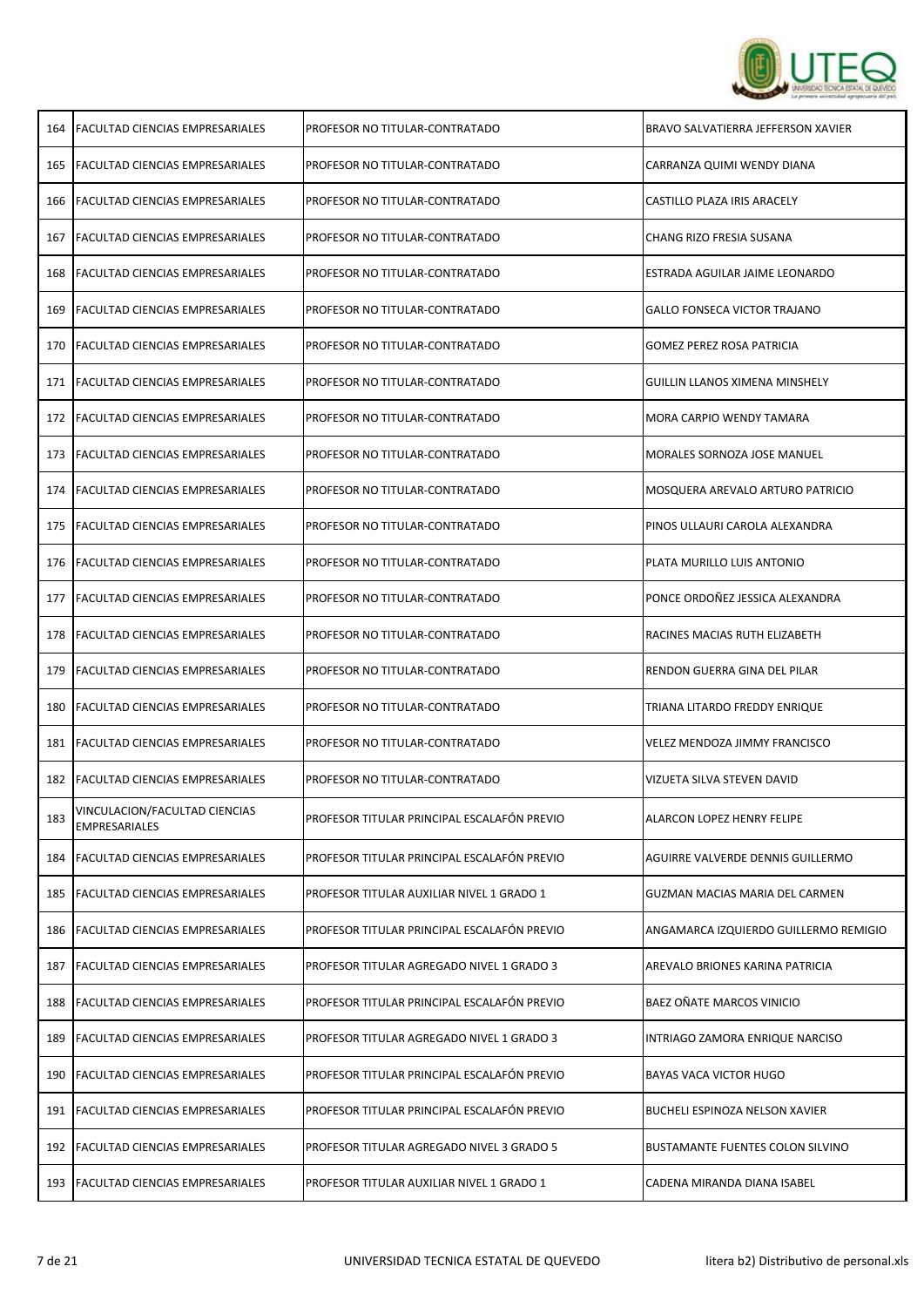| | | | |
|---|---|---|---|
| 164 | FACULTAD CIENCIAS EMPRESARIALES | PROFESOR NO TITULAR-CONTRATADO | BRAVO SALVATIERRA JEFFERSON XAVIER |
| 165 | FACULTAD CIENCIAS EMPRESARIALES | PROFESOR NO TITULAR-CONTRATADO | CARRANZA QUIMI WENDY DIANA |
| 166 | FACULTAD CIENCIAS EMPRESARIALES | PROFESOR NO TITULAR-CONTRATADO | CASTILLO PLAZA IRIS ARACELY |
| 167 | FACULTAD CIENCIAS EMPRESARIALES | PROFESOR NO TITULAR-CONTRATADO | CHANG RIZO FRESIA SUSANA |
| 168 | FACULTAD CIENCIAS EMPRESARIALES | PROFESOR NO TITULAR-CONTRATADO | ESTRADA AGUILAR JAIME LEONARDO |
| 169 | FACULTAD CIENCIAS EMPRESARIALES | PROFESOR NO TITULAR-CONTRATADO | GALLO FONSECA VICTOR TRAJANO |
| 170 | FACULTAD CIENCIAS EMPRESARIALES | PROFESOR NO TITULAR-CONTRATADO | GOMEZ PEREZ ROSA PATRICIA |
| 171 | FACULTAD CIENCIAS EMPRESARIALES | PROFESOR NO TITULAR-CONTRATADO | GUILLIN LLANOS XIMENA MINSHELY |
| 172 | FACULTAD CIENCIAS EMPRESARIALES | PROFESOR NO TITULAR-CONTRATADO | MORA CARPIO WENDY TAMARA |
| 173 | FACULTAD CIENCIAS EMPRESARIALES | PROFESOR NO TITULAR-CONTRATADO | MORALES SORNOZA JOSE MANUEL |
| 174 | FACULTAD CIENCIAS EMPRESARIALES | PROFESOR NO TITULAR-CONTRATADO | MOSQUERA AREVALO ARTURO PATRICIO |
| 175 | FACULTAD CIENCIAS EMPRESARIALES | PROFESOR NO TITULAR-CONTRATADO | PINOS ULLAURI CAROLA ALEXANDRA |
| 176 | FACULTAD CIENCIAS EMPRESARIALES | PROFESOR NO TITULAR-CONTRATADO | PLATA MURILLO LUIS ANTONIO |
| 177 | FACULTAD CIENCIAS EMPRESARIALES | PROFESOR NO TITULAR-CONTRATADO | PONCE ORDOÑEZ JESSICA ALEXANDRA |
| 178 | FACULTAD CIENCIAS EMPRESARIALES | PROFESOR NO TITULAR-CONTRATADO | RACINES MACIAS RUTH ELIZABETH |
| 179 | FACULTAD CIENCIAS EMPRESARIALES | PROFESOR NO TITULAR-CONTRATADO | RENDON GUERRA GINA DEL PILAR |
| 180 | FACULTAD CIENCIAS EMPRESARIALES | PROFESOR NO TITULAR-CONTRATADO | TRIANA LITARDO FREDDY ENRIQUE |
| 181 | FACULTAD CIENCIAS EMPRESARIALES | PROFESOR NO TITULAR-CONTRATADO | VELEZ MENDOZA JIMMY FRANCISCO |
| 182 | FACULTAD CIENCIAS EMPRESARIALES | PROFESOR NO TITULAR-CONTRATADO | VIZUETA SILVA STEVEN DAVID |
| 183 | VINCULACION/FACULTAD CIENCIAS EMPRESARIALES | PROFESOR TITULAR PRINCIPAL ESCALAFÓN PREVIO | ALARCON LOPEZ HENRY FELIPE |
| 184 | FACULTAD CIENCIAS EMPRESARIALES | PROFESOR TITULAR PRINCIPAL ESCALAFÓN PREVIO | AGUIRRE VALVERDE DENNIS GUILLERMO |
| 185 | FACULTAD CIENCIAS EMPRESARIALES | PROFESOR TITULAR AUXILIAR NIVEL 1 GRADO 1 | GUZMAN MACIAS MARIA DEL CARMEN |
| 186 | FACULTAD CIENCIAS EMPRESARIALES | PROFESOR TITULAR PRINCIPAL ESCALAFÓN PREVIO | ANGAMARCA IZQUIERDO GUILLERMO REMIGIO |
| 187 | FACULTAD CIENCIAS EMPRESARIALES | PROFESOR TITULAR AGREGADO NIVEL 1 GRADO 3 | AREVALO BRIONES KARINA PATRICIA |
| 188 | FACULTAD CIENCIAS EMPRESARIALES | PROFESOR TITULAR PRINCIPAL ESCALAFÓN PREVIO | BAEZ OÑATE MARCOS VINICIO |
| 189 | FACULTAD CIENCIAS EMPRESARIALES | PROFESOR TITULAR AGREGADO NIVEL 1 GRADO 3 | INTRIAGO ZAMORA ENRIQUE NARCISO |
| 190 | FACULTAD CIENCIAS EMPRESARIALES | PROFESOR TITULAR PRINCIPAL ESCALAFÓN PREVIO | BAYAS VACA VICTOR HUGO |
| 191 | FACULTAD CIENCIAS EMPRESARIALES | PROFESOR TITULAR PRINCIPAL ESCALAFÓN PREVIO | BUCHELI ESPINOZA NELSON XAVIER |
| 192 | FACULTAD CIENCIAS EMPRESARIALES | PROFESOR TITULAR AGREGADO NIVEL 3 GRADO 5 | BUSTAMANTE FUENTES COLON SILVINO |
| 193 | FACULTAD CIENCIAS EMPRESARIALES | PROFESOR TITULAR AUXILIAR NIVEL 1 GRADO 1 | CADENA MIRANDA DIANA ISABEL |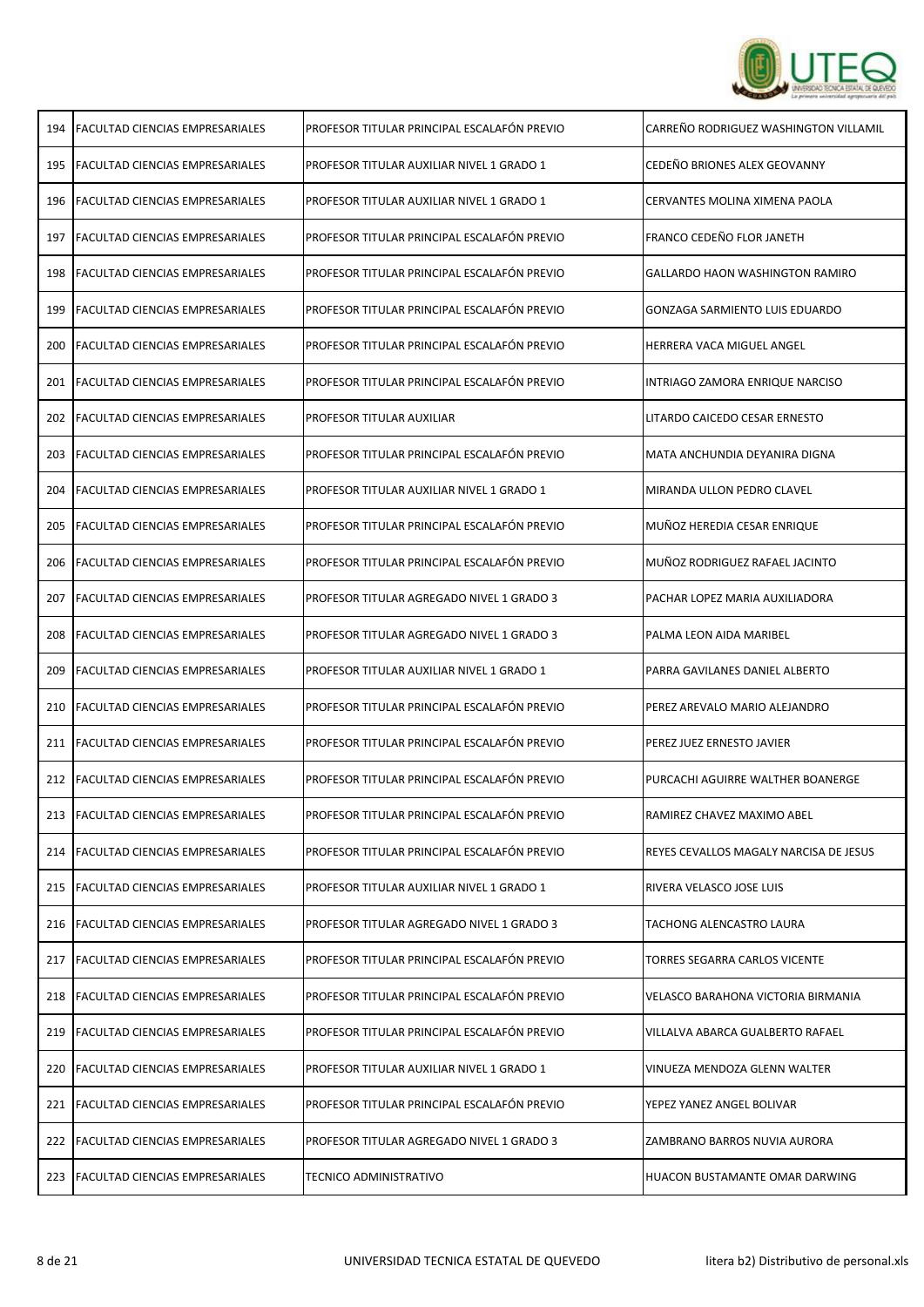| | | | |
|---|---|---|---|
| 194 | FACULTAD CIENCIAS EMPRESARIALES | PROFESOR TITULAR PRINCIPAL ESCALAFÓN PREVIO | CARREÑO RODRIGUEZ WASHINGTON VILLAMIL |
| 195 | FACULTAD CIENCIAS EMPRESARIALES | PROFESOR TITULAR AUXILIAR NIVEL 1 GRADO 1 | CEDEÑO BRIONES ALEX GEOVANNY |
| 196 | FACULTAD CIENCIAS EMPRESARIALES | PROFESOR TITULAR AUXILIAR NIVEL 1 GRADO 1 | CERVANTES MOLINA XIMENA PAOLA |
| 197 | FACULTAD CIENCIAS EMPRESARIALES | PROFESOR TITULAR PRINCIPAL ESCALAFÓN PREVIO | FRANCO CEDEÑO FLOR JANETH |
| 198 | FACULTAD CIENCIAS EMPRESARIALES | PROFESOR TITULAR PRINCIPAL ESCALAFÓN PREVIO | GALLARDO HAON WASHINGTON RAMIRO |
| 199 | FACULTAD CIENCIAS EMPRESARIALES | PROFESOR TITULAR PRINCIPAL ESCALAFÓN PREVIO | GONZAGA SARMIENTO LUIS EDUARDO |
| 200 | FACULTAD CIENCIAS EMPRESARIALES | PROFESOR TITULAR PRINCIPAL ESCALAFÓN PREVIO | HERRERA VACA MIGUEL ANGEL |
| 201 | FACULTAD CIENCIAS EMPRESARIALES | PROFESOR TITULAR PRINCIPAL ESCALAFÓN PREVIO | INTRIAGO ZAMORA ENRIQUE NARCISO |
| 202 | FACULTAD CIENCIAS EMPRESARIALES | PROFESOR TITULAR AUXILIAR | LITARDO CAICEDO CESAR ERNESTO |
| 203 | FACULTAD CIENCIAS EMPRESARIALES | PROFESOR TITULAR PRINCIPAL ESCALAFÓN PREVIO | MATA ANCHUNDIA DEYANIRA DIGNA |
| 204 | FACULTAD CIENCIAS EMPRESARIALES | PROFESOR TITULAR AUXILIAR NIVEL 1 GRADO 1 | MIRANDA ULLON PEDRO CLAVEL |
| 205 | FACULTAD CIENCIAS EMPRESARIALES | PROFESOR TITULAR PRINCIPAL ESCALAFÓN PREVIO | MUÑOZ HEREDIA CESAR ENRIQUE |
| 206 | FACULTAD CIENCIAS EMPRESARIALES | PROFESOR TITULAR PRINCIPAL ESCALAFÓN PREVIO | MUÑOZ RODRIGUEZ RAFAEL JACINTO |
| 207 | FACULTAD CIENCIAS EMPRESARIALES | PROFESOR TITULAR AGREGADO NIVEL 1 GRADO 3 | PACHAR LOPEZ MARIA AUXILIADORA |
| 208 | FACULTAD CIENCIAS EMPRESARIALES | PROFESOR TITULAR AGREGADO NIVEL 1 GRADO 3 | PALMA LEON AIDA MARIBEL |
| 209 | FACULTAD CIENCIAS EMPRESARIALES | PROFESOR TITULAR AUXILIAR NIVEL 1 GRADO 1 | PARRA GAVILANES DANIEL ALBERTO |
| 210 | FACULTAD CIENCIAS EMPRESARIALES | PROFESOR TITULAR PRINCIPAL ESCALAFÓN PREVIO | PEREZ AREVALO MARIO ALEJANDRO |
| 211 | FACULTAD CIENCIAS EMPRESARIALES | PROFESOR TITULAR PRINCIPAL ESCALAFÓN PREVIO | PEREZ JUEZ ERNESTO JAVIER |
| 212 | FACULTAD CIENCIAS EMPRESARIALES | PROFESOR TITULAR PRINCIPAL ESCALAFÓN PREVIO | PURCACHI AGUIRRE WALTHER BOANERGE |
| 213 | FACULTAD CIENCIAS EMPRESARIALES | PROFESOR TITULAR PRINCIPAL ESCALAFÓN PREVIO | RAMIREZ CHAVEZ MAXIMO ABEL |
| 214 | FACULTAD CIENCIAS EMPRESARIALES | PROFESOR TITULAR PRINCIPAL ESCALAFÓN PREVIO | REYES CEVALLOS MAGALY NARCISA DE JESUS |
| 215 | FACULTAD CIENCIAS EMPRESARIALES | PROFESOR TITULAR AUXILIAR NIVEL 1 GRADO 1 | RIVERA VELASCO JOSE LUIS |
| 216 | FACULTAD CIENCIAS EMPRESARIALES | PROFESOR TITULAR AGREGADO NIVEL 1 GRADO 3 | TACHONG ALENCASTRO LAURA |
| 217 | FACULTAD CIENCIAS EMPRESARIALES | PROFESOR TITULAR PRINCIPAL ESCALAFÓN PREVIO | TORRES SEGARRA CARLOS VICENTE |
| 218 | FACULTAD CIENCIAS EMPRESARIALES | PROFESOR TITULAR PRINCIPAL ESCALAFÓN PREVIO | VELASCO BARAHONA VICTORIA BIRMANIA |
| 219 | FACULTAD CIENCIAS EMPRESARIALES | PROFESOR TITULAR PRINCIPAL ESCALAFÓN PREVIO | VILLALVA ABARCA GUALBERTO RAFAEL |
| 220 | FACULTAD CIENCIAS EMPRESARIALES | PROFESOR TITULAR AUXILIAR NIVEL 1 GRADO 1 | VINUEZA MENDOZA GLENN WALTER |
| 221 | FACULTAD CIENCIAS EMPRESARIALES | PROFESOR TITULAR PRINCIPAL ESCALAFÓN PREVIO | YEPEZ YANEZ ANGEL BOLIVAR |
| 222 | FACULTAD CIENCIAS EMPRESARIALES | PROFESOR TITULAR AGREGADO NIVEL 1 GRADO 3 | ZAMBRANO BARROS NUVIA AURORA |
| 223 | FACULTAD CIENCIAS EMPRESARIALES | TECNICO ADMINISTRATIVO | HUACON BUSTAMANTE OMAR DARWING |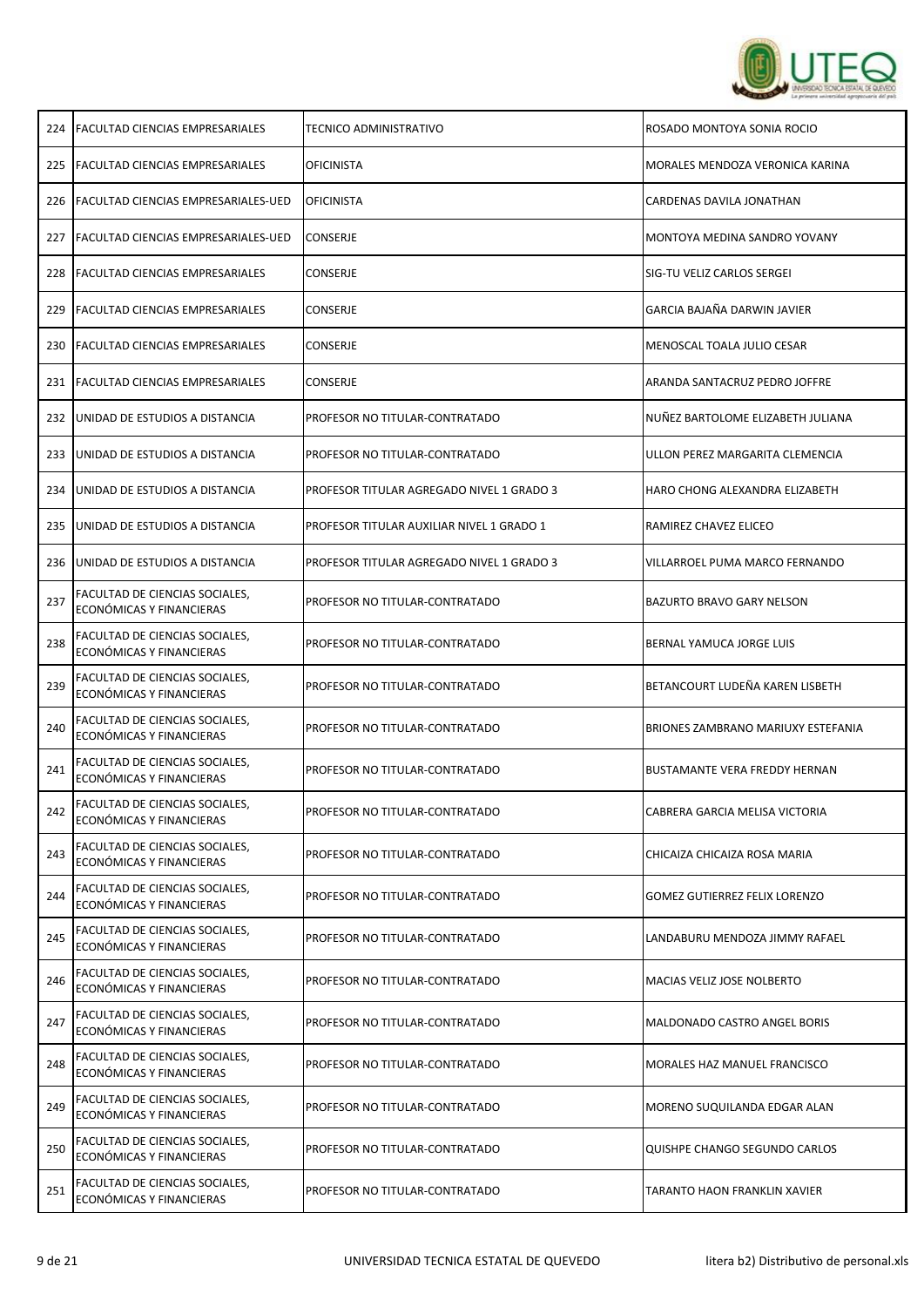| 224 | FACULTAD CIENCIAS EMPRESARIALES | TECNICO ADMINISTRATIVO | ROSADO MONTOYA SONIA ROCIO |
|---|---|---|---|
| 225 | FACULTAD CIENCIAS EMPRESARIALES | OFICINISTA | MORALES MENDOZA VERONICA KARINA |
| 226 | FACULTAD CIENCIAS EMPRESARIALES-UED | OFICINISTA | CARDENAS DAVILA JONATHAN |
| 227 | FACULTAD CIENCIAS EMPRESARIALES-UED | CONSERJE | MONTOYA MEDINA SANDRO YOVANY |
| 228 | FACULTAD CIENCIAS EMPRESARIALES | CONSERJE | SIG-TU VELIZ CARLOS SERGEI |
| 229 | FACULTAD CIENCIAS EMPRESARIALES | CONSERJE | GARCIA BAJAÑA DARWIN JAVIER |
| 230 | FACULTAD CIENCIAS EMPRESARIALES | CONSERJE | MENOSCAL TOALA JULIO CESAR |
| 231 | FACULTAD CIENCIAS EMPRESARIALES | CONSERJE | ARANDA SANTACRUZ PEDRO JOFFRE |
| 232 | UNIDAD DE ESTUDIOS A DISTANCIA | PROFESOR NO TITULAR-CONTRATADO | NUÑEZ BARTOLOME ELIZABETH JULIANA |
| 233 | UNIDAD DE ESTUDIOS A DISTANCIA | PROFESOR NO TITULAR-CONTRATADO | ULLON PEREZ MARGARITA CLEMENCIA |
| 234 | UNIDAD DE ESTUDIOS A DISTANCIA | PROFESOR TITULAR AGREGADO NIVEL 1 GRADO 3 | HARO CHONG ALEXANDRA ELIZABETH |
| 235 | UNIDAD DE ESTUDIOS A DISTANCIA | PROFESOR TITULAR AUXILIAR NIVEL 1 GRADO 1 | RAMIREZ CHAVEZ ELICEO |
| 236 | UNIDAD DE ESTUDIOS A DISTANCIA | PROFESOR TITULAR AGREGADO NIVEL 1 GRADO 3 | VILLARROEL PUMA MARCO FERNANDO |
| 237 | FACULTAD DE CIENCIAS SOCIALES, ECONÓMICAS Y FINANCIERAS | PROFESOR NO TITULAR-CONTRATADO | BAZURTO BRAVO GARY NELSON |
| 238 | FACULTAD DE CIENCIAS SOCIALES, ECONÓMICAS Y FINANCIERAS | PROFESOR NO TITULAR-CONTRATADO | BERNAL YAMUCA JORGE LUIS |
| 239 | FACULTAD DE CIENCIAS SOCIALES, ECONÓMICAS Y FINANCIERAS | PROFESOR NO TITULAR-CONTRATADO | BETANCOURT LUDEÑA KAREN LISBETH |
| 240 | FACULTAD DE CIENCIAS SOCIALES, ECONÓMICAS Y FINANCIERAS | PROFESOR NO TITULAR-CONTRATADO | BRIONES ZAMBRANO MARIUXY ESTEFANIA |
| 241 | FACULTAD DE CIENCIAS SOCIALES, ECONÓMICAS Y FINANCIERAS | PROFESOR NO TITULAR-CONTRATADO | BUSTAMANTE VERA FREDDY HERNAN |
| 242 | FACULTAD DE CIENCIAS SOCIALES, ECONÓMICAS Y FINANCIERAS | PROFESOR NO TITULAR-CONTRATADO | CABRERA GARCIA MELISA VICTORIA |
| 243 | FACULTAD DE CIENCIAS SOCIALES, ECONÓMICAS Y FINANCIERAS | PROFESOR NO TITULAR-CONTRATADO | CHICAIZA CHICAIZA ROSA MARIA |
| 244 | FACULTAD DE CIENCIAS SOCIALES, ECONÓMICAS Y FINANCIERAS | PROFESOR NO TITULAR-CONTRATADO | GOMEZ GUTIERREZ FELIX LORENZO |
| 245 | FACULTAD DE CIENCIAS SOCIALES, ECONÓMICAS Y FINANCIERAS | PROFESOR NO TITULAR-CONTRATADO | LANDABURU MENDOZA JIMMY RAFAEL |
| 246 | FACULTAD DE CIENCIAS SOCIALES, ECONÓMICAS Y FINANCIERAS | PROFESOR NO TITULAR-CONTRATADO | MACIAS VELIZ JOSE NOLBERTO |
| 247 | FACULTAD DE CIENCIAS SOCIALES, ECONÓMICAS Y FINANCIERAS | PROFESOR NO TITULAR-CONTRATADO | MALDONADO CASTRO ANGEL BORIS |
| 248 | FACULTAD DE CIENCIAS SOCIALES, ECONÓMICAS Y FINANCIERAS | PROFESOR NO TITULAR-CONTRATADO | MORALES HAZ MANUEL FRANCISCO |
| 249 | FACULTAD DE CIENCIAS SOCIALES, ECONÓMICAS Y FINANCIERAS | PROFESOR NO TITULAR-CONTRATADO | MORENO SUQUILANDA EDGAR ALAN |
| 250 | FACULTAD DE CIENCIAS SOCIALES, ECONÓMICAS Y FINANCIERAS | PROFESOR NO TITULAR-CONTRATADO | QUISHPE CHANGO SEGUNDO CARLOS |
| 251 | FACULTAD DE CIENCIAS SOCIALES, ECONÓMICAS Y FINANCIERAS | PROFESOR NO TITULAR-CONTRATADO | TARANTO HAON FRANKLIN XAVIER |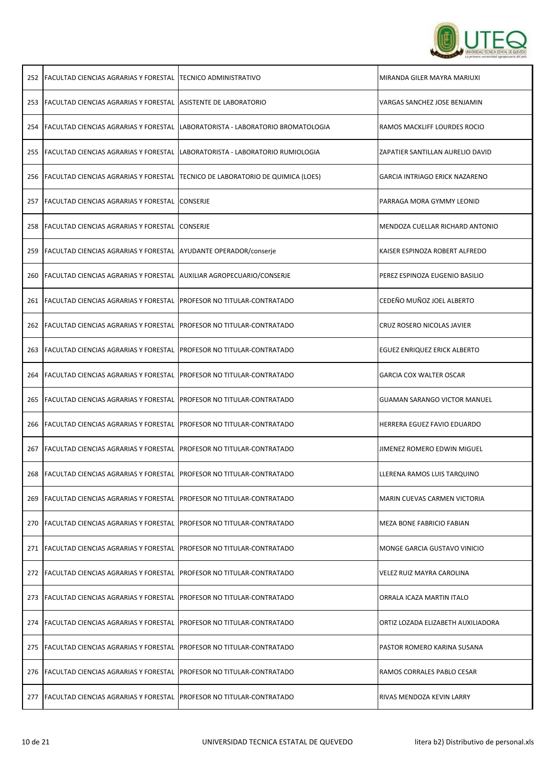| | | | |
|---|---|---|---|
| 252 | FACULTAD CIENCIAS AGRARIAS Y FORESTAL | TECNICO ADMINISTRATIVO | MIRANDA GILER MAYRA MARIUXI |
| 253 | FACULTAD CIENCIAS AGRARIAS Y FORESTAL | ASISTENTE DE LABORATORIO | VARGAS SANCHEZ JOSE BENJAMIN |
| 254 | FACULTAD CIENCIAS AGRARIAS Y FORESTAL | LABORATORISTA - LABORATORIO BROMATOLOGIA | RAMOS MACKLIFF LOURDES ROCIO |
| 255 | FACULTAD CIENCIAS AGRARIAS Y FORESTAL | LABORATORISTA - LABORATORIO RUMIOLOGIA | ZAPATIER SANTILLAN AURELIO DAVID |
| 256 | FACULTAD CIENCIAS AGRARIAS Y FORESTAL | TECNICO DE LABORATORIO DE QUIMICA (LOES) | GARCIA INTRIAGO ERICK NAZARENO |
| 257 | FACULTAD CIENCIAS AGRARIAS Y FORESTAL | CONSERJE | PARRAGA MORA GYMMY LEONID |
| 258 | FACULTAD CIENCIAS AGRARIAS Y FORESTAL | CONSERJE | MENDOZA CUELLAR RICHARD ANTONIO |
| 259 | FACULTAD CIENCIAS AGRARIAS Y FORESTAL | AYUDANTE OPERADOR/conserje | KAISER ESPINOZA ROBERT ALFREDO |
| 260 | FACULTAD CIENCIAS AGRARIAS Y FORESTAL | AUXILIAR AGROPECUARIO/CONSERJE | PEREZ ESPINOZA EUGENIO BASILIO |
| 261 | FACULTAD CIENCIAS AGRARIAS Y FORESTAL | PROFESOR NO TITULAR-CONTRATADO | CEDEÑO MUÑOZ JOEL ALBERTO |
| 262 | FACULTAD CIENCIAS AGRARIAS Y FORESTAL | PROFESOR NO TITULAR-CONTRATADO | CRUZ ROSERO NICOLAS JAVIER |
| 263 | FACULTAD CIENCIAS AGRARIAS Y FORESTAL | PROFESOR NO TITULAR-CONTRATADO | EGUEZ ENRIQUEZ ERICK ALBERTO |
| 264 | FACULTAD CIENCIAS AGRARIAS Y FORESTAL | PROFESOR NO TITULAR-CONTRATADO | GARCIA COX WALTER OSCAR |
| 265 | FACULTAD CIENCIAS AGRARIAS Y FORESTAL | PROFESOR NO TITULAR-CONTRATADO | GUAMAN SARANGO VICTOR MANUEL |
| 266 | FACULTAD CIENCIAS AGRARIAS Y FORESTAL | PROFESOR NO TITULAR-CONTRATADO | HERRERA EGUEZ FAVIO EDUARDO |
| 267 | FACULTAD CIENCIAS AGRARIAS Y FORESTAL | PROFESOR NO TITULAR-CONTRATADO | JIMENEZ ROMERO EDWIN MIGUEL |
| 268 | FACULTAD CIENCIAS AGRARIAS Y FORESTAL | PROFESOR NO TITULAR-CONTRATADO | LLERENA RAMOS LUIS TARQUINO |
| 269 | FACULTAD CIENCIAS AGRARIAS Y FORESTAL | PROFESOR NO TITULAR-CONTRATADO | MARIN CUEVAS CARMEN VICTORIA |
| 270 | FACULTAD CIENCIAS AGRARIAS Y FORESTAL | PROFESOR NO TITULAR-CONTRATADO | MEZA BONE FABRICIO FABIAN |
| 271 | FACULTAD CIENCIAS AGRARIAS Y FORESTAL | PROFESOR NO TITULAR-CONTRATADO | MONGE GARCIA GUSTAVO VINICIO |
| 272 | FACULTAD CIENCIAS AGRARIAS Y FORESTAL | PROFESOR NO TITULAR-CONTRATADO | VELEZ RUIZ MAYRA CAROLINA |
| 273 | FACULTAD CIENCIAS AGRARIAS Y FORESTAL | PROFESOR NO TITULAR-CONTRATADO | ORRALA ICAZA MARTIN ITALO |
| 274 | FACULTAD CIENCIAS AGRARIAS Y FORESTAL | PROFESOR NO TITULAR-CONTRATADO | ORTIZ LOZADA ELIZABETH AUXILIADORA |
| 275 | FACULTAD CIENCIAS AGRARIAS Y FORESTAL | PROFESOR NO TITULAR-CONTRATADO | PASTOR ROMERO KARINA SUSANA |
| 276 | FACULTAD CIENCIAS AGRARIAS Y FORESTAL | PROFESOR NO TITULAR-CONTRATADO | RAMOS CORRALES PABLO CESAR |
| 277 | FACULTAD CIENCIAS AGRARIAS Y FORESTAL | PROFESOR NO TITULAR-CONTRATADO | RIVAS MENDOZA KEVIN LARRY |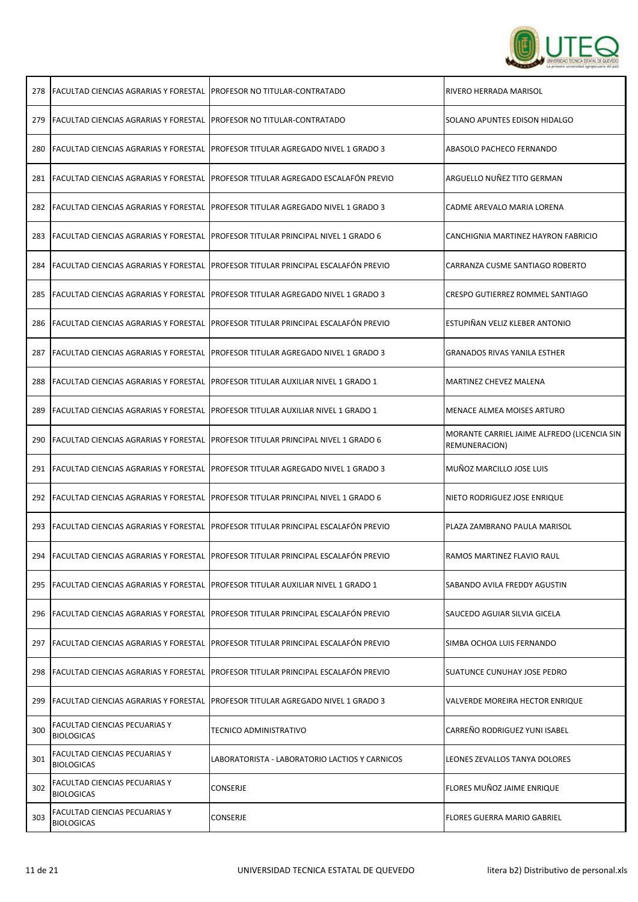| 278 | FACULTAD CIENCIAS AGRARIAS Y FORESTAL | PROFESOR NO TITULAR-CONTRATADO | RIVERO HERRADA MARISOL |
|---|---|---|---|
| 279 | FACULTAD CIENCIAS AGRARIAS Y FORESTAL | PROFESOR NO TITULAR-CONTRATADO | SOLANO APUNTES EDISON HIDALGO |
| 280 | FACULTAD CIENCIAS AGRARIAS Y FORESTAL | PROFESOR TITULAR AGREGADO NIVEL 1 GRADO 3 | ABASOLO PACHECO FERNANDO |
| 281 | FACULTAD CIENCIAS AGRARIAS Y FORESTAL | PROFESOR TITULAR AGREGADO ESCALAFÓN PREVIO | ARGUELLO NUÑEZ TITO GERMAN |
| 282 | FACULTAD CIENCIAS AGRARIAS Y FORESTAL | PROFESOR TITULAR AGREGADO NIVEL 1 GRADO 3 | CADME AREVALO MARIA LORENA |
| 283 | FACULTAD CIENCIAS AGRARIAS Y FORESTAL | PROFESOR TITULAR PRINCIPAL NIVEL 1 GRADO 6 | CANCHIGNIA MARTINEZ HAYRON FABRICIO |
| 284 | FACULTAD CIENCIAS AGRARIAS Y FORESTAL | PROFESOR TITULAR PRINCIPAL ESCALAFÓN PREVIO | CARRANZA CUSME SANTIAGO ROBERTO |
| 285 | FACULTAD CIENCIAS AGRARIAS Y FORESTAL | PROFESOR TITULAR AGREGADO NIVEL 1 GRADO 3 | CRESPO GUTIERREZ ROMMEL SANTIAGO |
| 286 | FACULTAD CIENCIAS AGRARIAS Y FORESTAL | PROFESOR TITULAR PRINCIPAL ESCALAFÓN PREVIO | ESTUPIÑAN VELIZ KLEBER ANTONIO |
| 287 | FACULTAD CIENCIAS AGRARIAS Y FORESTAL | PROFESOR TITULAR AGREGADO NIVEL 1 GRADO 3 | GRANADOS RIVAS YANILA ESTHER |
| 288 | FACULTAD CIENCIAS AGRARIAS Y FORESTAL | PROFESOR TITULAR AUXILIAR NIVEL 1 GRADO 1 | MARTINEZ CHEVEZ MALENA |
| 289 | FACULTAD CIENCIAS AGRARIAS Y FORESTAL | PROFESOR TITULAR AUXILIAR NIVEL 1 GRADO 1 | MENACE ALMEA MOISES ARTURO |
| 290 | FACULTAD CIENCIAS AGRARIAS Y FORESTAL | PROFESOR TITULAR PRINCIPAL NIVEL 1 GRADO 6 | MORANTE CARRIEL JAIME ALFREDO (LICENCIA SIN REMUNERACION) |
| 291 | FACULTAD CIENCIAS AGRARIAS Y FORESTAL | PROFESOR TITULAR AGREGADO NIVEL 1 GRADO 3 | MUÑOZ MARCILLO JOSE LUIS |
| 292 | FACULTAD CIENCIAS AGRARIAS Y FORESTAL | PROFESOR TITULAR PRINCIPAL NIVEL 1 GRADO 6 | NIETO RODRIGUEZ JOSE ENRIQUE |
| 293 | FACULTAD CIENCIAS AGRARIAS Y FORESTAL | PROFESOR TITULAR PRINCIPAL ESCALAFÓN PREVIO | PLAZA ZAMBRANO PAULA MARISOL |
| 294 | FACULTAD CIENCIAS AGRARIAS Y FORESTAL | PROFESOR TITULAR PRINCIPAL ESCALAFÓN PREVIO | RAMOS MARTINEZ FLAVIO RAUL |
| 295 | FACULTAD CIENCIAS AGRARIAS Y FORESTAL | PROFESOR TITULAR AUXILIAR NIVEL 1 GRADO 1 | SABANDO AVILA FREDDY AGUSTIN |
| 296 | FACULTAD CIENCIAS AGRARIAS Y FORESTAL | PROFESOR TITULAR PRINCIPAL ESCALAFÓN PREVIO | SAUCEDO AGUIAR SILVIA GICELA |
| 297 | FACULTAD CIENCIAS AGRARIAS Y FORESTAL | PROFESOR TITULAR PRINCIPAL ESCALAFÓN PREVIO | SIMBA OCHOA LUIS FERNANDO |
| 298 | FACULTAD CIENCIAS AGRARIAS Y FORESTAL | PROFESOR TITULAR PRINCIPAL ESCALAFÓN PREVIO | SUATUNCE CUNUHAY JOSE PEDRO |
| 299 | FACULTAD CIENCIAS AGRARIAS Y FORESTAL | PROFESOR TITULAR AGREGADO NIVEL 1 GRADO 3 | VALVERDE MOREIRA HECTOR ENRIQUE |
| 300 | FACULTAD CIENCIAS PECUARIAS Y BIOLOGICAS | TECNICO ADMINISTRATIVO | CARREÑO RODRIGUEZ YUNI ISABEL |
| 301 | FACULTAD CIENCIAS PECUARIAS Y BIOLOGICAS | LABORATORISTA - LABORATORIO LACTIOS Y CARNICOS | LEONES ZEVALLOS TANYA DOLORES |
| 302 | FACULTAD CIENCIAS PECUARIAS Y BIOLOGICAS | CONSERJE | FLORES MUÑOZ JAIME ENRIQUE |
| 303 | FACULTAD CIENCIAS PECUARIAS Y BIOLOGICAS | CONSERJE | FLORES GUERRA MARIO GABRIEL |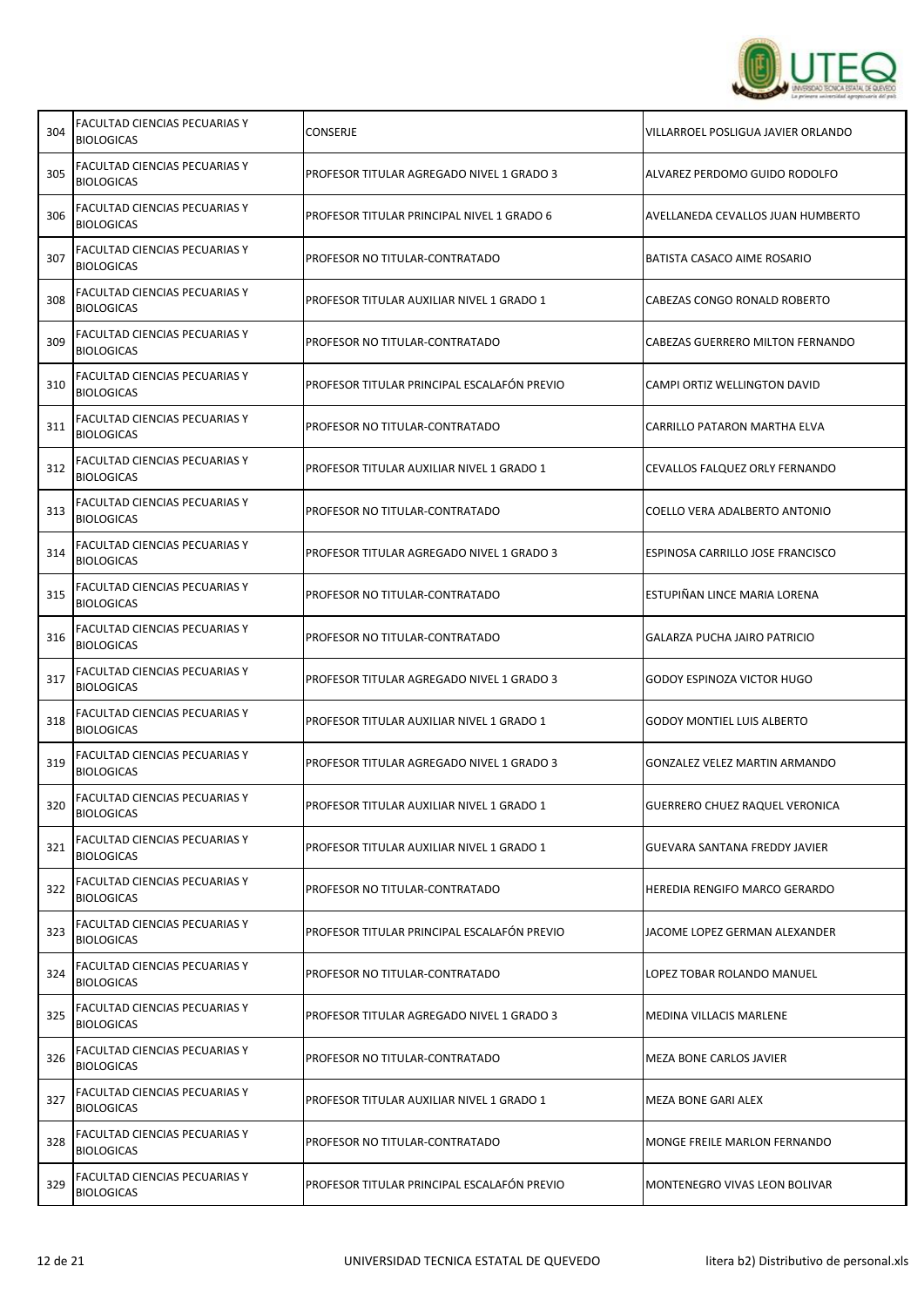| 304 | FACULTAD CIENCIAS PECUARIAS Y BIOLOGICAS | CONSERJE | VILLARROEL POSLIGUA JAVIER ORLANDO |
|---|---|---|---|
| 305 | FACULTAD CIENCIAS PECUARIAS Y BIOLOGICAS | PROFESOR TITULAR AGREGADO NIVEL 1 GRADO 3 | ALVAREZ PERDOMO GUIDO RODOLFO |
| 306 | FACULTAD CIENCIAS PECUARIAS Y BIOLOGICAS | PROFESOR TITULAR PRINCIPAL NIVEL 1 GRADO 6 | AVELLANEDA CEVALLOS JUAN HUMBERTO |
| 307 | FACULTAD CIENCIAS PECUARIAS Y BIOLOGICAS | PROFESOR NO TITULAR-CONTRATADO | BATISTA CASACO AIME ROSARIO |
| 308 | FACULTAD CIENCIAS PECUARIAS Y BIOLOGICAS | PROFESOR TITULAR AUXILIAR NIVEL 1 GRADO 1 | CABEZAS CONGO RONALD ROBERTO |
| 309 | FACULTAD CIENCIAS PECUARIAS Y BIOLOGICAS | PROFESOR NO TITULAR-CONTRATADO | CABEZAS GUERRERO MILTON FERNANDO |
| 310 | FACULTAD CIENCIAS PECUARIAS Y BIOLOGICAS | PROFESOR TITULAR PRINCIPAL ESCALAFÓN PREVIO | CAMPI ORTIZ WELLINGTON DAVID |
| 311 | FACULTAD CIENCIAS PECUARIAS Y BIOLOGICAS | PROFESOR NO TITULAR-CONTRATADO | CARRILLO PATARON MARTHA ELVA |
| 312 | FACULTAD CIENCIAS PECUARIAS Y BIOLOGICAS | PROFESOR TITULAR AUXILIAR NIVEL 1 GRADO 1 | CEVALLOS FALQUEZ ORLY FERNANDO |
| 313 | FACULTAD CIENCIAS PECUARIAS Y BIOLOGICAS | PROFESOR NO TITULAR-CONTRATADO | COELLO VERA ADALBERTO ANTONIO |
| 314 | FACULTAD CIENCIAS PECUARIAS Y BIOLOGICAS | PROFESOR TITULAR AGREGADO NIVEL 1 GRADO 3 | ESPINOSA CARRILLO JOSE FRANCISCO |
| 315 | FACULTAD CIENCIAS PECUARIAS Y BIOLOGICAS | PROFESOR NO TITULAR-CONTRATADO | ESTUPIÑAN LINCE MARIA LORENA |
| 316 | FACULTAD CIENCIAS PECUARIAS Y BIOLOGICAS | PROFESOR NO TITULAR-CONTRATADO | GALARZA PUCHA JAIRO PATRICIO |
| 317 | FACULTAD CIENCIAS PECUARIAS Y BIOLOGICAS | PROFESOR TITULAR AGREGADO NIVEL 1 GRADO 3 | GODOY ESPINOZA VICTOR HUGO |
| 318 | FACULTAD CIENCIAS PECUARIAS Y BIOLOGICAS | PROFESOR TITULAR AUXILIAR NIVEL 1 GRADO 1 | GODOY MONTIEL LUIS ALBERTO |
| 319 | FACULTAD CIENCIAS PECUARIAS Y BIOLOGICAS | PROFESOR TITULAR AGREGADO NIVEL 1 GRADO 3 | GONZALEZ VELEZ MARTIN ARMANDO |
| 320 | FACULTAD CIENCIAS PECUARIAS Y BIOLOGICAS | PROFESOR TITULAR AUXILIAR NIVEL 1 GRADO 1 | GUERRERO CHUEZ RAQUEL VERONICA |
| 321 | FACULTAD CIENCIAS PECUARIAS Y BIOLOGICAS | PROFESOR TITULAR AUXILIAR NIVEL 1 GRADO 1 | GUEVARA SANTANA FREDDY JAVIER |
| 322 | FACULTAD CIENCIAS PECUARIAS Y BIOLOGICAS | PROFESOR NO TITULAR-CONTRATADO | HEREDIA RENGIFO MARCO GERARDO |
| 323 | FACULTAD CIENCIAS PECUARIAS Y BIOLOGICAS | PROFESOR TITULAR PRINCIPAL ESCALAFÓN PREVIO | JACOME LOPEZ GERMAN ALEXANDER |
| 324 | FACULTAD CIENCIAS PECUARIAS Y BIOLOGICAS | PROFESOR NO TITULAR-CONTRATADO | LOPEZ TOBAR ROLANDO MANUEL |
| 325 | FACULTAD CIENCIAS PECUARIAS Y BIOLOGICAS | PROFESOR TITULAR AGREGADO NIVEL 1 GRADO 3 | MEDINA VILLACIS MARLENE |
| 326 | FACULTAD CIENCIAS PECUARIAS Y BIOLOGICAS | PROFESOR NO TITULAR-CONTRATADO | MEZA BONE CARLOS JAVIER |
| 327 | FACULTAD CIENCIAS PECUARIAS Y BIOLOGICAS | PROFESOR TITULAR AUXILIAR NIVEL 1 GRADO 1 | MEZA BONE GARI ALEX |
| 328 | FACULTAD CIENCIAS PECUARIAS Y BIOLOGICAS | PROFESOR NO TITULAR-CONTRATADO | MONGE FREILE MARLON FERNANDO |
| 329 | FACULTAD CIENCIAS PECUARIAS Y BIOLOGICAS | PROFESOR TITULAR PRINCIPAL ESCALAFÓN PREVIO | MONTENEGRO VIVAS LEON BOLIVAR |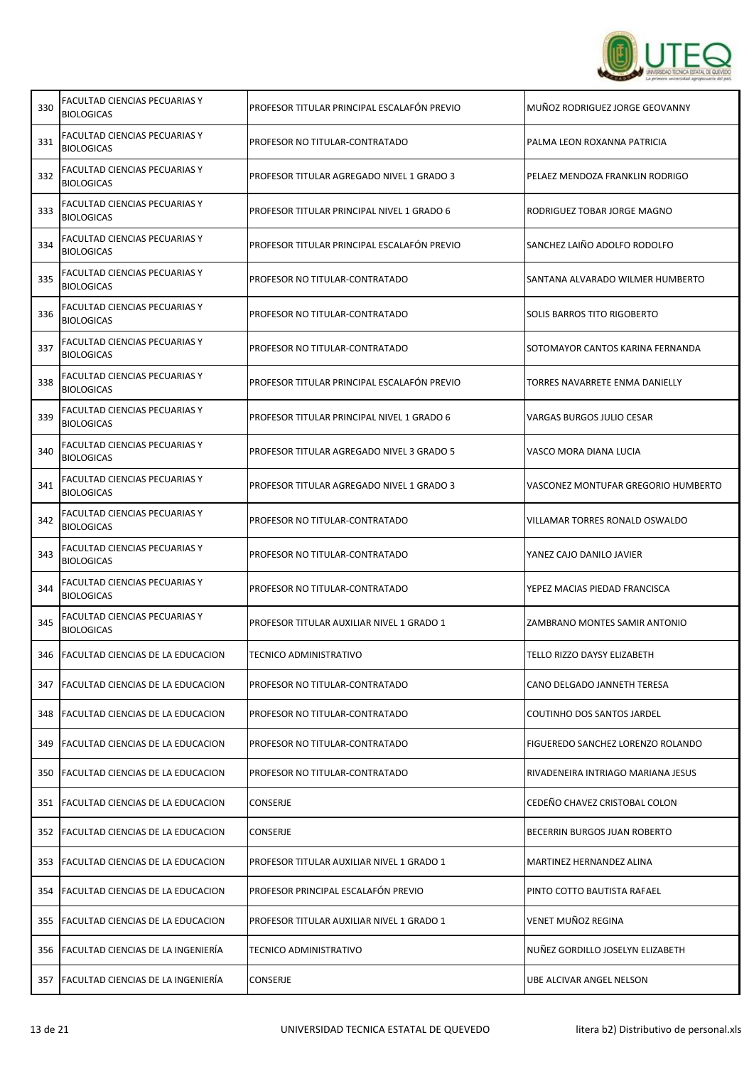| | | | |
|---|---|---|---|
| 330 | FACULTAD CIENCIAS PECUARIAS Y BIOLOGICAS | PROFESOR TITULAR PRINCIPAL ESCALAFÓN PREVIO | MUÑOZ RODRIGUEZ JORGE GEOVANNY |
| 331 | FACULTAD CIENCIAS PECUARIAS Y BIOLOGICAS | PROFESOR NO TITULAR-CONTRATADO | PALMA LEON ROXANNA PATRICIA |
| 332 | FACULTAD CIENCIAS PECUARIAS Y BIOLOGICAS | PROFESOR TITULAR AGREGADO NIVEL 1 GRADO 3 | PELAEZ MENDOZA FRANKLIN RODRIGO |
| 333 | FACULTAD CIENCIAS PECUARIAS Y BIOLOGICAS | PROFESOR TITULAR PRINCIPAL NIVEL 1 GRADO 6 | RODRIGUEZ TOBAR JORGE MAGNO |
| 334 | FACULTAD CIENCIAS PECUARIAS Y BIOLOGICAS | PROFESOR TITULAR PRINCIPAL ESCALAFÓN PREVIO | SANCHEZ LAIÑO ADOLFO RODOLFO |
| 335 | FACULTAD CIENCIAS PECUARIAS Y BIOLOGICAS | PROFESOR NO TITULAR-CONTRATADO | SANTANA ALVARADO WILMER HUMBERTO |
| 336 | FACULTAD CIENCIAS PECUARIAS Y BIOLOGICAS | PROFESOR NO TITULAR-CONTRATADO | SOLIS BARROS TITO RIGOBERTO |
| 337 | FACULTAD CIENCIAS PECUARIAS Y BIOLOGICAS | PROFESOR NO TITULAR-CONTRATADO | SOTOMAYOR CANTOS KARINA FERNANDA |
| 338 | FACULTAD CIENCIAS PECUARIAS Y BIOLOGICAS | PROFESOR TITULAR PRINCIPAL ESCALAFÓN PREVIO | TORRES NAVARRETE ENMA DANIELLY |
| 339 | FACULTAD CIENCIAS PECUARIAS Y BIOLOGICAS | PROFESOR TITULAR PRINCIPAL NIVEL 1 GRADO 6 | VARGAS BURGOS JULIO CESAR |
| 340 | FACULTAD CIENCIAS PECUARIAS Y BIOLOGICAS | PROFESOR TITULAR AGREGADO NIVEL 3 GRADO 5 | VASCO MORA DIANA LUCIA |
| 341 | FACULTAD CIENCIAS PECUARIAS Y BIOLOGICAS | PROFESOR TITULAR AGREGADO NIVEL 1 GRADO 3 | VASCONEZ MONTUFAR GREGORIO HUMBERTO |
| 342 | FACULTAD CIENCIAS PECUARIAS Y BIOLOGICAS | PROFESOR NO TITULAR-CONTRATADO | VILLAMAR TORRES RONALD OSWALDO |
| 343 | FACULTAD CIENCIAS PECUARIAS Y BIOLOGICAS | PROFESOR NO TITULAR-CONTRATADO | YANEZ CAJO DANILO JAVIER |
| 344 | FACULTAD CIENCIAS PECUARIAS Y BIOLOGICAS | PROFESOR NO TITULAR-CONTRATADO | YEPEZ MACIAS PIEDAD FRANCISCA |
| 345 | FACULTAD CIENCIAS PECUARIAS Y BIOLOGICAS | PROFESOR TITULAR AUXILIAR NIVEL 1 GRADO 1 | ZAMBRANO MONTES SAMIR ANTONIO |
| 346 | FACULTAD CIENCIAS DE LA EDUCACION | TECNICO ADMINISTRATIVO | TELLO RIZZO DAYSY ELIZABETH |
| 347 | FACULTAD CIENCIAS DE LA EDUCACION | PROFESOR NO TITULAR-CONTRATADO | CANO DELGADO JANNETH TERESA |
| 348 | FACULTAD CIENCIAS DE LA EDUCACION | PROFESOR NO TITULAR-CONTRATADO | COUTINHO DOS SANTOS JARDEL |
| 349 | FACULTAD CIENCIAS DE LA EDUCACION | PROFESOR NO TITULAR-CONTRATADO | FIGUEREDO SANCHEZ LORENZO ROLANDO |
| 350 | FACULTAD CIENCIAS DE LA EDUCACION | PROFESOR NO TITULAR-CONTRATADO | RIVADENEIRA INTRIAGO MARIANA JESUS |
| 351 | FACULTAD CIENCIAS DE LA EDUCACION | CONSERJE | CEDEÑO CHAVEZ CRISTOBAL COLON |
| 352 | FACULTAD CIENCIAS DE LA EDUCACION | CONSERJE | BECERRIN BURGOS JUAN ROBERTO |
| 353 | FACULTAD CIENCIAS DE LA EDUCACION | PROFESOR TITULAR AUXILIAR NIVEL 1 GRADO 1 | MARTINEZ HERNANDEZ ALINA |
| 354 | FACULTAD CIENCIAS DE LA EDUCACION | PROFESOR PRINCIPAL ESCALAFÓN PREVIO | PINTO COTTO BAUTISTA RAFAEL |
| 355 | FACULTAD CIENCIAS DE LA EDUCACION | PROFESOR TITULAR AUXILIAR NIVEL 1 GRADO 1 | VENET MUÑOZ REGINA |
| 356 | FACULTAD CIENCIAS DE LA INGENIERÍA | TECNICO ADMINISTRATIVO | NUÑEZ GORDILLO JOSELYN ELIZABETH |
| 357 | FACULTAD CIENCIAS DE LA INGENIERÍA | CONSERJE | UBE ALCIVAR ANGEL NELSON |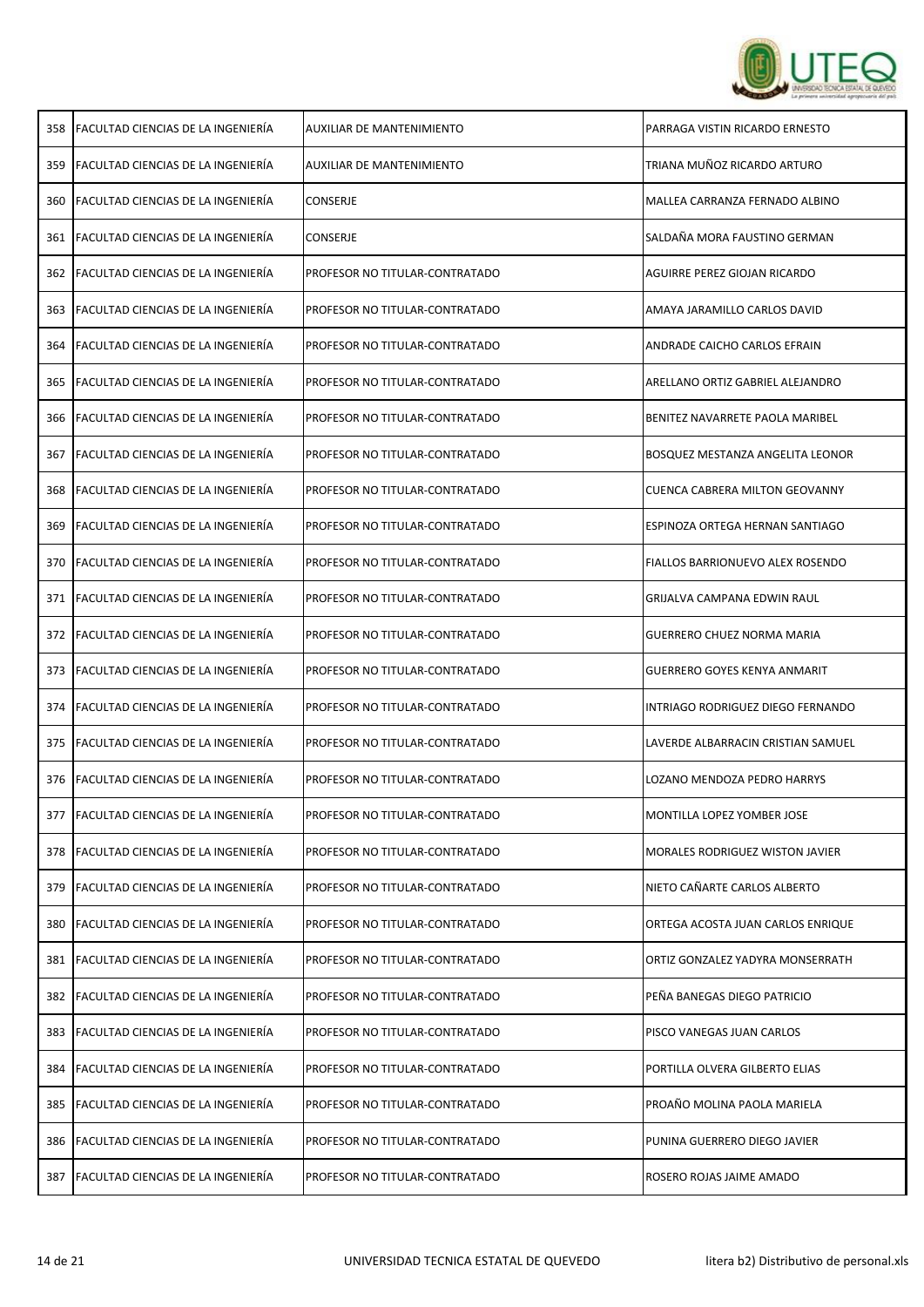| | | | |
|---|---|---|---|
| 358 | FACULTAD CIENCIAS DE LA INGENIERÍA | AUXILIAR DE MANTENIMIENTO | PARRAGA VISTIN RICARDO ERNESTO |
| 359 | FACULTAD CIENCIAS DE LA INGENIERÍA | AUXILIAR DE MANTENIMIENTO | TRIANA MUÑOZ RICARDO ARTURO |
| 360 | FACULTAD CIENCIAS DE LA INGENIERÍA | CONSERJE | MALLEA CARRANZA FERNADO ALBINO |
| 361 | FACULTAD CIENCIAS DE LA INGENIERÍA | CONSERJE | SALDAÑA MORA FAUSTINO GERMAN |
| 362 | FACULTAD CIENCIAS DE LA INGENIERÍA | PROFESOR NO TITULAR-CONTRATADO | AGUIRRE PEREZ GIOJAN RICARDO |
| 363 | FACULTAD CIENCIAS DE LA INGENIERÍA | PROFESOR NO TITULAR-CONTRATADO | AMAYA JARAMILLO CARLOS DAVID |
| 364 | FACULTAD CIENCIAS DE LA INGENIERÍA | PROFESOR NO TITULAR-CONTRATADO | ANDRADE CAICHO CARLOS EFRAIN |
| 365 | FACULTAD CIENCIAS DE LA INGENIERÍA | PROFESOR NO TITULAR-CONTRATADO | ARELLANO ORTIZ GABRIEL ALEJANDRO |
| 366 | FACULTAD CIENCIAS DE LA INGENIERÍA | PROFESOR NO TITULAR-CONTRATADO | BENITEZ NAVARRETE PAOLA MARIBEL |
| 367 | FACULTAD CIENCIAS DE LA INGENIERÍA | PROFESOR NO TITULAR-CONTRATADO | BOSQUEZ MESTANZA ANGELITA LEONOR |
| 368 | FACULTAD CIENCIAS DE LA INGENIERÍA | PROFESOR NO TITULAR-CONTRATADO | CUENCA CABRERA MILTON GEOVANNY |
| 369 | FACULTAD CIENCIAS DE LA INGENIERÍA | PROFESOR NO TITULAR-CONTRATADO | ESPINOZA ORTEGA HERNAN SANTIAGO |
| 370 | FACULTAD CIENCIAS DE LA INGENIERÍA | PROFESOR NO TITULAR-CONTRATADO | FIALLOS BARRIONUEVO ALEX ROSENDO |
| 371 | FACULTAD CIENCIAS DE LA INGENIERÍA | PROFESOR NO TITULAR-CONTRATADO | GRIJALVA CAMPANA EDWIN RAUL |
| 372 | FACULTAD CIENCIAS DE LA INGENIERÍA | PROFESOR NO TITULAR-CONTRATADO | GUERRERO CHUEZ NORMA MARIA |
| 373 | FACULTAD CIENCIAS DE LA INGENIERÍA | PROFESOR NO TITULAR-CONTRATADO | GUERRERO GOYES KENYA ANMARIT |
| 374 | FACULTAD CIENCIAS DE LA INGENIERÍA | PROFESOR NO TITULAR-CONTRATADO | INTRIAGO RODRIGUEZ DIEGO FERNANDO |
| 375 | FACULTAD CIENCIAS DE LA INGENIERÍA | PROFESOR NO TITULAR-CONTRATADO | LAVERDE ALBARRACIN CRISTIAN SAMUEL |
| 376 | FACULTAD CIENCIAS DE LA INGENIERÍA | PROFESOR NO TITULAR-CONTRATADO | LOZANO MENDOZA PEDRO HARRYS |
| 377 | FACULTAD CIENCIAS DE LA INGENIERÍA | PROFESOR NO TITULAR-CONTRATADO | MONTILLA LOPEZ YOMBER JOSE |
| 378 | FACULTAD CIENCIAS DE LA INGENIERÍA | PROFESOR NO TITULAR-CONTRATADO | MORALES RODRIGUEZ WISTON JAVIER |
| 379 | FACULTAD CIENCIAS DE LA INGENIERÍA | PROFESOR NO TITULAR-CONTRATADO | NIETO CAÑARTE CARLOS ALBERTO |
| 380 | FACULTAD CIENCIAS DE LA INGENIERÍA | PROFESOR NO TITULAR-CONTRATADO | ORTEGA ACOSTA JUAN CARLOS ENRIQUE |
| 381 | FACULTAD CIENCIAS DE LA INGENIERÍA | PROFESOR NO TITULAR-CONTRATADO | ORTIZ GONZALEZ YADYRA MONSERRATH |
| 382 | FACULTAD CIENCIAS DE LA INGENIERÍA | PROFESOR NO TITULAR-CONTRATADO | PEÑA BANEGAS DIEGO PATRICIO |
| 383 | FACULTAD CIENCIAS DE LA INGENIERÍA | PROFESOR NO TITULAR-CONTRATADO | PISCO VANEGAS JUAN CARLOS |
| 384 | FACULTAD CIENCIAS DE LA INGENIERÍA | PROFESOR NO TITULAR-CONTRATADO | PORTILLA OLVERA GILBERTO ELIAS |
| 385 | FACULTAD CIENCIAS DE LA INGENIERÍA | PROFESOR NO TITULAR-CONTRATADO | PROAÑO MOLINA PAOLA MARIELA |
| 386 | FACULTAD CIENCIAS DE LA INGENIERÍA | PROFESOR NO TITULAR-CONTRATADO | PUNINA GUERRERO DIEGO JAVIER |
| 387 | FACULTAD CIENCIAS DE LA INGENIERÍA | PROFESOR NO TITULAR-CONTRATADO | ROSERO ROJAS JAIME AMADO |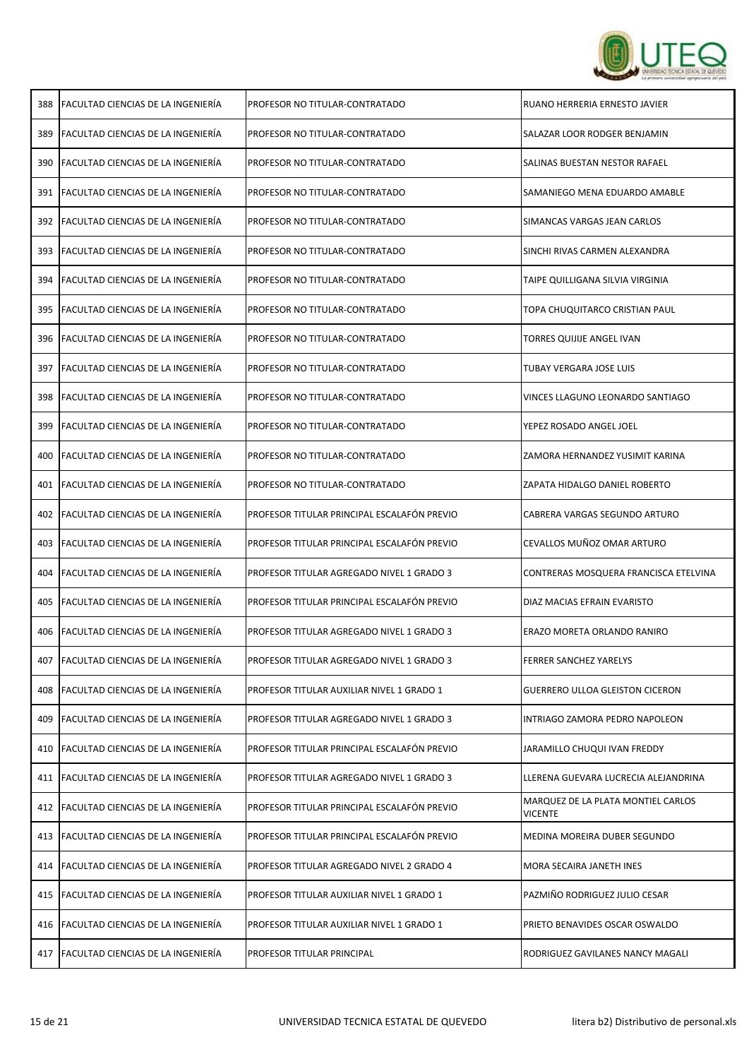| 388 | FACULTAD CIENCIAS DE LA INGENIERÍA | PROFESOR NO TITULAR-CONTRATADO | RUANO HERRERIA ERNESTO JAVIER |
|---|---|---|---|
| 389 | FACULTAD CIENCIAS DE LA INGENIERÍA | PROFESOR NO TITULAR-CONTRATADO | SALAZAR LOOR RODGER BENJAMIN |
| 390 | FACULTAD CIENCIAS DE LA INGENIERÍA | PROFESOR NO TITULAR-CONTRATADO | SALINAS BUESTAN NESTOR RAFAEL |
| 391 | FACULTAD CIENCIAS DE LA INGENIERÍA | PROFESOR NO TITULAR-CONTRATADO | SAMANIEGO MENA EDUARDO AMABLE |
| 392 | FACULTAD CIENCIAS DE LA INGENIERÍA | PROFESOR NO TITULAR-CONTRATADO | SIMANCAS VARGAS JEAN CARLOS |
| 393 | FACULTAD CIENCIAS DE LA INGENIERÍA | PROFESOR NO TITULAR-CONTRATADO | SINCHI RIVAS CARMEN ALEXANDRA |
| 394 | FACULTAD CIENCIAS DE LA INGENIERÍA | PROFESOR NO TITULAR-CONTRATADO | TAIPE QUILLIGANA SILVIA VIRGINIA |
| 395 | FACULTAD CIENCIAS DE LA INGENIERÍA | PROFESOR NO TITULAR-CONTRATADO | TOPA CHUQUITARCO CRISTIAN PAUL |
| 396 | FACULTAD CIENCIAS DE LA INGENIERÍA | PROFESOR NO TITULAR-CONTRATADO | TORRES QUIJIJE ANGEL IVAN |
| 397 | FACULTAD CIENCIAS DE LA INGENIERÍA | PROFESOR NO TITULAR-CONTRATADO | TUBAY VERGARA JOSE LUIS |
| 398 | FACULTAD CIENCIAS DE LA INGENIERÍA | PROFESOR NO TITULAR-CONTRATADO | VINCES LLAGUNO LEONARDO SANTIAGO |
| 399 | FACULTAD CIENCIAS DE LA INGENIERÍA | PROFESOR NO TITULAR-CONTRATADO | YEPEZ ROSADO ANGEL JOEL |
| 400 | FACULTAD CIENCIAS DE LA INGENIERÍA | PROFESOR NO TITULAR-CONTRATADO | ZAMORA HERNANDEZ YUSIMIT KARINA |
| 401 | FACULTAD CIENCIAS DE LA INGENIERÍA | PROFESOR NO TITULAR-CONTRATADO | ZAPATA HIDALGO DANIEL ROBERTO |
| 402 | FACULTAD CIENCIAS DE LA INGENIERÍA | PROFESOR TITULAR PRINCIPAL ESCALAFÓN PREVIO | CABRERA VARGAS SEGUNDO ARTURO |
| 403 | FACULTAD CIENCIAS DE LA INGENIERÍA | PROFESOR TITULAR PRINCIPAL ESCALAFÓN PREVIO | CEVALLOS MUÑOZ OMAR ARTURO |
| 404 | FACULTAD CIENCIAS DE LA INGENIERÍA | PROFESOR TITULAR AGREGADO NIVEL 1 GRADO 3 | CONTRERAS MOSQUERA FRANCISCA ETELVINA |
| 405 | FACULTAD CIENCIAS DE LA INGENIERÍA | PROFESOR TITULAR PRINCIPAL ESCALAFÓN PREVIO | DIAZ MACIAS EFRAIN EVARISTO |
| 406 | FACULTAD CIENCIAS DE LA INGENIERÍA | PROFESOR TITULAR AGREGADO NIVEL 1 GRADO 3 | ERAZO MORETA ORLANDO RANIRO |
| 407 | FACULTAD CIENCIAS DE LA INGENIERÍA | PROFESOR TITULAR AGREGADO NIVEL 1 GRADO 3 | FERRER SANCHEZ YARELYS |
| 408 | FACULTAD CIENCIAS DE LA INGENIERÍA | PROFESOR TITULAR AUXILIAR NIVEL 1 GRADO 1 | GUERRERO ULLOA GLEISTON CICERON |
| 409 | FACULTAD CIENCIAS DE LA INGENIERÍA | PROFESOR TITULAR AGREGADO NIVEL 1 GRADO 3 | INTRIAGO ZAMORA PEDRO NAPOLEON |
| 410 | FACULTAD CIENCIAS DE LA INGENIERÍA | PROFESOR TITULAR PRINCIPAL ESCALAFÓN PREVIO | JARAMILLO CHUQUI IVAN FREDDY |
| 411 | FACULTAD CIENCIAS DE LA INGENIERÍA | PROFESOR TITULAR AGREGADO NIVEL 1 GRADO 3 | LLERENA GUEVARA LUCRECIA ALEJANDRINA |
| 412 | FACULTAD CIENCIAS DE LA INGENIERÍA | PROFESOR TITULAR PRINCIPAL ESCALAFÓN PREVIO | MARQUEZ DE LA PLATA MONTIEL CARLOS VICENTE |
| 413 | FACULTAD CIENCIAS DE LA INGENIERÍA | PROFESOR TITULAR PRINCIPAL ESCALAFÓN PREVIO | MEDINA MOREIRA DUBER SEGUNDO |
| 414 | FACULTAD CIENCIAS DE LA INGENIERÍA | PROFESOR TITULAR AGREGADO NIVEL 2 GRADO 4 | MORA SECAIRA JANETH INES |
| 415 | FACULTAD CIENCIAS DE LA INGENIERÍA | PROFESOR TITULAR AUXILIAR NIVEL 1 GRADO 1 | PAZMIÑO RODRIGUEZ JULIO CESAR |
| 416 | FACULTAD CIENCIAS DE LA INGENIERÍA | PROFESOR TITULAR AUXILIAR NIVEL 1 GRADO 1 | PRIETO BENAVIDES OSCAR OSWALDO |
| 417 | FACULTAD CIENCIAS DE LA INGENIERÍA | PROFESOR TITULAR PRINCIPAL | RODRIGUEZ GAVILANES NANCY MAGALI |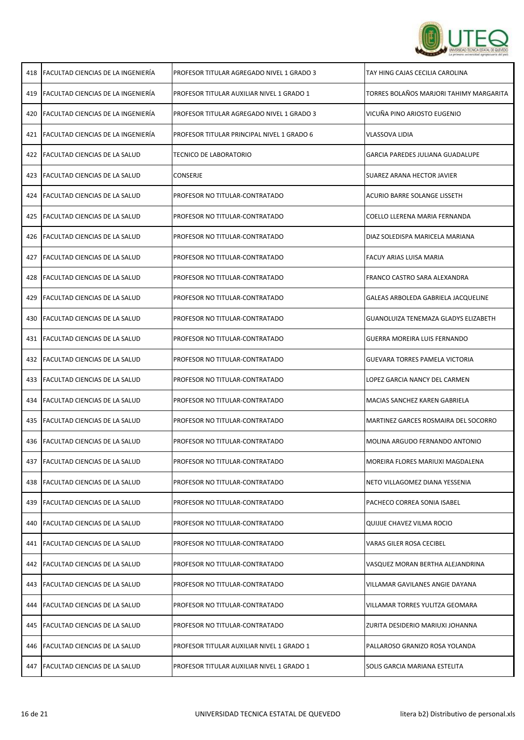| | | | |
|---|---|---|---|
| 418 | FACULTAD CIENCIAS DE LA INGENIERÍA | PROFESOR TITULAR AGREGADO NIVEL 1 GRADO 3 | TAY HING CAJAS CECILIA CAROLINA |
| 419 | FACULTAD CIENCIAS DE LA INGENIERÍA | PROFESOR TITULAR AUXILIAR NIVEL 1 GRADO 1 | TORRES BOLAÑOS MARJORI TAHIMY MARGARITA |
| 420 | FACULTAD CIENCIAS DE LA INGENIERÍA | PROFESOR TITULAR AGREGADO NIVEL 1 GRADO 3 | VICUÑA PINO ARIOSTO EUGENIO |
| 421 | FACULTAD CIENCIAS DE LA INGENIERÍA | PROFESOR TITULAR PRINCIPAL NIVEL 1 GRADO 6 | VLASSOVA LIDIA |
| 422 | FACULTAD CIENCIAS DE LA SALUD | TECNICO DE LABORATORIO | GARCIA PAREDES JULIANA GUADALUPE |
| 423 | FACULTAD CIENCIAS DE LA SALUD | CONSERJE | SUAREZ ARANA HECTOR JAVIER |
| 424 | FACULTAD CIENCIAS DE LA SALUD | PROFESOR NO TITULAR-CONTRATADO | ACURIO BARRE SOLANGE LISSETH |
| 425 | FACULTAD CIENCIAS DE LA SALUD | PROFESOR NO TITULAR-CONTRATADO | COELLO LLERENA MARIA FERNANDA |
| 426 | FACULTAD CIENCIAS DE LA SALUD | PROFESOR NO TITULAR-CONTRATADO | DIAZ SOLEDISPA MARICELA MARIANA |
| 427 | FACULTAD CIENCIAS DE LA SALUD | PROFESOR NO TITULAR-CONTRATADO | FACUY ARIAS LUISA MARIA |
| 428 | FACULTAD CIENCIAS DE LA SALUD | PROFESOR NO TITULAR-CONTRATADO | FRANCO CASTRO SARA ALEXANDRA |
| 429 | FACULTAD CIENCIAS DE LA SALUD | PROFESOR NO TITULAR-CONTRATADO | GALEAS ARBOLEDA GABRIELA JACQUELINE |
| 430 | FACULTAD CIENCIAS DE LA SALUD | PROFESOR NO TITULAR-CONTRATADO | GUANOLUIZA TENEMAZA GLADYS ELIZABETH |
| 431 | FACULTAD CIENCIAS DE LA SALUD | PROFESOR NO TITULAR-CONTRATADO | GUERRA MOREIRA LUIS FERNANDO |
| 432 | FACULTAD CIENCIAS DE LA SALUD | PROFESOR NO TITULAR-CONTRATADO | GUEVARA TORRES PAMELA VICTORIA |
| 433 | FACULTAD CIENCIAS DE LA SALUD | PROFESOR NO TITULAR-CONTRATADO | LOPEZ GARCIA NANCY DEL CARMEN |
| 434 | FACULTAD CIENCIAS DE LA SALUD | PROFESOR NO TITULAR-CONTRATADO | MACIAS SANCHEZ KAREN GABRIELA |
| 435 | FACULTAD CIENCIAS DE LA SALUD | PROFESOR NO TITULAR-CONTRATADO | MARTINEZ GARCES ROSMAIRA DEL SOCORRO |
| 436 | FACULTAD CIENCIAS DE LA SALUD | PROFESOR NO TITULAR-CONTRATADO | MOLINA ARGUDO FERNANDO ANTONIO |
| 437 | FACULTAD CIENCIAS DE LA SALUD | PROFESOR NO TITULAR-CONTRATADO | MOREIRA FLORES MARIUXI MAGDALENA |
| 438 | FACULTAD CIENCIAS DE LA SALUD | PROFESOR NO TITULAR-CONTRATADO | NETO VILLAGOMEZ DIANA YESSENIA |
| 439 | FACULTAD CIENCIAS DE LA SALUD | PROFESOR NO TITULAR-CONTRATADO | PACHECO CORREA SONIA ISABEL |
| 440 | FACULTAD CIENCIAS DE LA SALUD | PROFESOR NO TITULAR-CONTRATADO | QUIJIJE CHAVEZ VILMA ROCIO |
| 441 | FACULTAD CIENCIAS DE LA SALUD | PROFESOR NO TITULAR-CONTRATADO | VARAS GILER ROSA CECIBEL |
| 442 | FACULTAD CIENCIAS DE LA SALUD | PROFESOR NO TITULAR-CONTRATADO | VASQUEZ MORAN BERTHA ALEJANDRINA |
| 443 | FACULTAD CIENCIAS DE LA SALUD | PROFESOR NO TITULAR-CONTRATADO | VILLAMAR GAVILANES ANGIE DAYANA |
| 444 | FACULTAD CIENCIAS DE LA SALUD | PROFESOR NO TITULAR-CONTRATADO | VILLAMAR TORRES YULITZA GEOMARA |
| 445 | FACULTAD CIENCIAS DE LA SALUD | PROFESOR NO TITULAR-CONTRATADO | ZURITA DESIDERIO MARIUXI JOHANNA |
| 446 | FACULTAD CIENCIAS DE LA SALUD | PROFESOR TITULAR AUXILIAR NIVEL 1 GRADO 1 | PALLAROSO GRANIZO ROSA YOLANDA |
| 447 | FACULTAD CIENCIAS DE LA SALUD | PROFESOR TITULAR AUXILIAR NIVEL 1 GRADO 1 | SOLIS GARCIA MARIANA ESTELITA |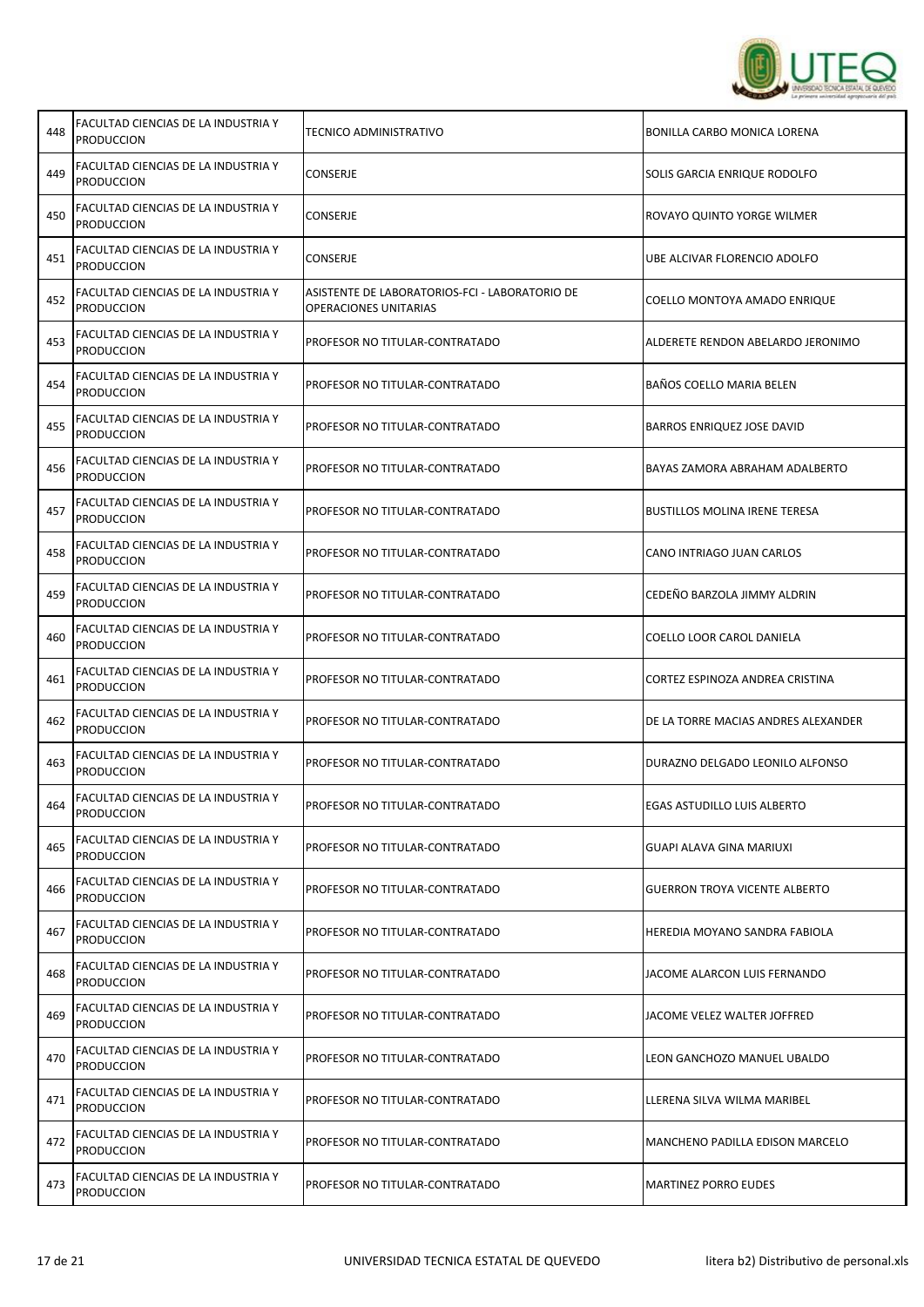| | | | |
|---|---|---|---|
| 448 | FACULTAD CIENCIAS DE LA INDUSTRIA Y PRODUCCION | TECNICO ADMINISTRATIVO | BONILLA CARBO MONICA LORENA |
| 449 | FACULTAD CIENCIAS DE LA INDUSTRIA Y PRODUCCION | CONSERJE | SOLIS GARCIA ENRIQUE RODOLFO |
| 450 | FACULTAD CIENCIAS DE LA INDUSTRIA Y PRODUCCION | CONSERJE | ROVAYO QUINTO YORGE WILMER |
| 451 | FACULTAD CIENCIAS DE LA INDUSTRIA Y PRODUCCION | CONSERJE | UBE ALCIVAR FLORENCIO ADOLFO |
| 452 | FACULTAD CIENCIAS DE LA INDUSTRIA Y PRODUCCION | ASISTENTE DE LABORATORIOS-FCI - LABORATORIO DE OPERACIONES UNITARIAS | COELLO MONTOYA AMADO ENRIQUE |
| 453 | FACULTAD CIENCIAS DE LA INDUSTRIA Y PRODUCCION | PROFESOR NO TITULAR-CONTRATADO | ALDERETE RENDON ABELARDO JERONIMO |
| 454 | FACULTAD CIENCIAS DE LA INDUSTRIA Y PRODUCCION | PROFESOR NO TITULAR-CONTRATADO | BAÑOS COELLO MARIA BELEN |
| 455 | FACULTAD CIENCIAS DE LA INDUSTRIA Y PRODUCCION | PROFESOR NO TITULAR-CONTRATADO | BARROS ENRIQUEZ JOSE DAVID |
| 456 | FACULTAD CIENCIAS DE LA INDUSTRIA Y PRODUCCION | PROFESOR NO TITULAR-CONTRATADO | BAYAS ZAMORA ABRAHAM ADALBERTO |
| 457 | FACULTAD CIENCIAS DE LA INDUSTRIA Y PRODUCCION | PROFESOR NO TITULAR-CONTRATADO | BUSTILLOS MOLINA IRENE TERESA |
| 458 | FACULTAD CIENCIAS DE LA INDUSTRIA Y PRODUCCION | PROFESOR NO TITULAR-CONTRATADO | CANO INTRIAGO JUAN CARLOS |
| 459 | FACULTAD CIENCIAS DE LA INDUSTRIA Y PRODUCCION | PROFESOR NO TITULAR-CONTRATADO | CEDEÑO BARZOLA JIMMY ALDRIN |
| 460 | FACULTAD CIENCIAS DE LA INDUSTRIA Y PRODUCCION | PROFESOR NO TITULAR-CONTRATADO | COELLO LOOR CAROL DANIELA |
| 461 | FACULTAD CIENCIAS DE LA INDUSTRIA Y PRODUCCION | PROFESOR NO TITULAR-CONTRATADO | CORTEZ ESPINOZA ANDREA CRISTINA |
| 462 | FACULTAD CIENCIAS DE LA INDUSTRIA Y PRODUCCION | PROFESOR NO TITULAR-CONTRATADO | DE LA TORRE MACIAS ANDRES ALEXANDER |
| 463 | FACULTAD CIENCIAS DE LA INDUSTRIA Y PRODUCCION | PROFESOR NO TITULAR-CONTRATADO | DURAZNO DELGADO LEONILO ALFONSO |
| 464 | FACULTAD CIENCIAS DE LA INDUSTRIA Y PRODUCCION | PROFESOR NO TITULAR-CONTRATADO | EGAS ASTUDILLO LUIS ALBERTO |
| 465 | FACULTAD CIENCIAS DE LA INDUSTRIA Y PRODUCCION | PROFESOR NO TITULAR-CONTRATADO | GUAPI ALAVA GINA MARIUXI |
| 466 | FACULTAD CIENCIAS DE LA INDUSTRIA Y PRODUCCION | PROFESOR NO TITULAR-CONTRATADO | GUERRON TROYA VICENTE ALBERTO |
| 467 | FACULTAD CIENCIAS DE LA INDUSTRIA Y PRODUCCION | PROFESOR NO TITULAR-CONTRATADO | HEREDIA MOYANO SANDRA FABIOLA |
| 468 | FACULTAD CIENCIAS DE LA INDUSTRIA Y PRODUCCION | PROFESOR NO TITULAR-CONTRATADO | JACOME ALARCON LUIS FERNANDO |
| 469 | FACULTAD CIENCIAS DE LA INDUSTRIA Y PRODUCCION | PROFESOR NO TITULAR-CONTRATADO | JACOME VELEZ WALTER JOFFRED |
| 470 | FACULTAD CIENCIAS DE LA INDUSTRIA Y PRODUCCION | PROFESOR NO TITULAR-CONTRATADO | LEON GANCHOZO MANUEL UBALDO |
| 471 | FACULTAD CIENCIAS DE LA INDUSTRIA Y PRODUCCION | PROFESOR NO TITULAR-CONTRATADO | LLERENA SILVA WILMA MARIBEL |
| 472 | FACULTAD CIENCIAS DE LA INDUSTRIA Y PRODUCCION | PROFESOR NO TITULAR-CONTRATADO | MANCHENO PADILLA EDISON MARCELO |
| 473 | FACULTAD CIENCIAS DE LA INDUSTRIA Y PRODUCCION | PROFESOR NO TITULAR-CONTRATADO | MARTINEZ PORRO EUDES |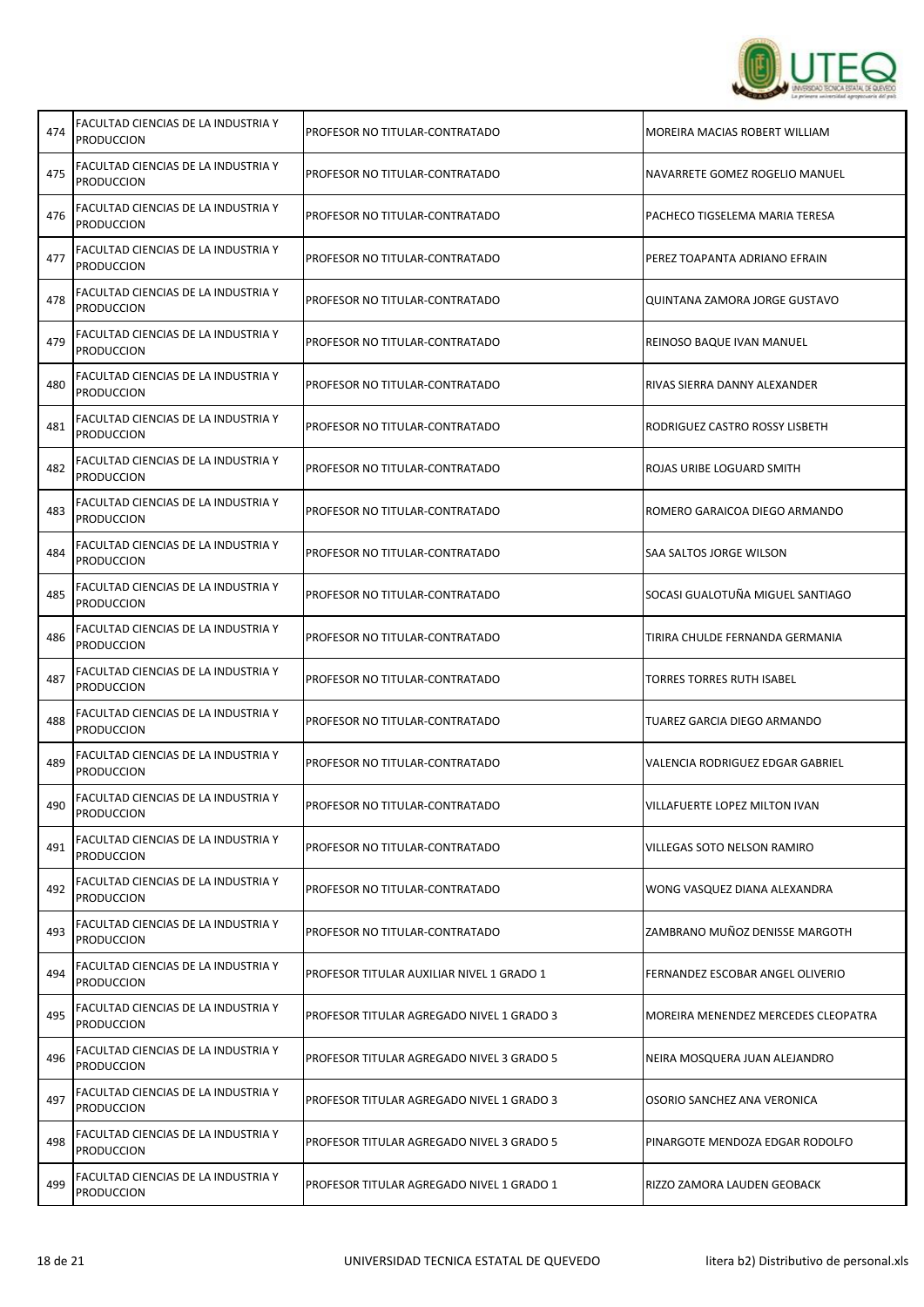| 474 | FACULTAD CIENCIAS DE LA INDUSTRIA Y PRODUCCION | PROFESOR NO TITULAR-CONTRATADO | MOREIRA MACIAS ROBERT WILLIAM |
|---|---|---|---|
| 475 | FACULTAD CIENCIAS DE LA INDUSTRIA Y PRODUCCION | PROFESOR NO TITULAR-CONTRATADO | NAVARRETE GOMEZ ROGELIO MANUEL |
| 476 | FACULTAD CIENCIAS DE LA INDUSTRIA Y PRODUCCION | PROFESOR NO TITULAR-CONTRATADO | PACHECO TIGSELEMA MARIA TERESA |
| 477 | FACULTAD CIENCIAS DE LA INDUSTRIA Y PRODUCCION | PROFESOR NO TITULAR-CONTRATADO | PEREZ TOAPANTA ADRIANO EFRAIN |
| 478 | FACULTAD CIENCIAS DE LA INDUSTRIA Y PRODUCCION | PROFESOR NO TITULAR-CONTRATADO | QUINTANA ZAMORA JORGE GUSTAVO |
| 479 | FACULTAD CIENCIAS DE LA INDUSTRIA Y PRODUCCION | PROFESOR NO TITULAR-CONTRATADO | REINOSO BAQUE IVAN MANUEL |
| 480 | FACULTAD CIENCIAS DE LA INDUSTRIA Y PRODUCCION | PROFESOR NO TITULAR-CONTRATADO | RIVAS SIERRA DANNY ALEXANDER |
| 481 | FACULTAD CIENCIAS DE LA INDUSTRIA Y PRODUCCION | PROFESOR NO TITULAR-CONTRATADO | RODRIGUEZ CASTRO ROSSY LISBETH |
| 482 | FACULTAD CIENCIAS DE LA INDUSTRIA Y PRODUCCION | PROFESOR NO TITULAR-CONTRATADO | ROJAS URIBE LOGUARD SMITH |
| 483 | FACULTAD CIENCIAS DE LA INDUSTRIA Y PRODUCCION | PROFESOR NO TITULAR-CONTRATADO | ROMERO GARAICOA DIEGO ARMANDO |
| 484 | FACULTAD CIENCIAS DE LA INDUSTRIA Y PRODUCCION | PROFESOR NO TITULAR-CONTRATADO | SAA SALTOS JORGE WILSON |
| 485 | FACULTAD CIENCIAS DE LA INDUSTRIA Y PRODUCCION | PROFESOR NO TITULAR-CONTRATADO | SOCASI GUALOTUÑA MIGUEL SANTIAGO |
| 486 | FACULTAD CIENCIAS DE LA INDUSTRIA Y PRODUCCION | PROFESOR NO TITULAR-CONTRATADO | TIRIRA CHULDE FERNANDA GERMANIA |
| 487 | FACULTAD CIENCIAS DE LA INDUSTRIA Y PRODUCCION | PROFESOR NO TITULAR-CONTRATADO | TORRES TORRES RUTH ISABEL |
| 488 | FACULTAD CIENCIAS DE LA INDUSTRIA Y PRODUCCION | PROFESOR NO TITULAR-CONTRATADO | TUAREZ GARCIA DIEGO ARMANDO |
| 489 | FACULTAD CIENCIAS DE LA INDUSTRIA Y PRODUCCION | PROFESOR NO TITULAR-CONTRATADO | VALENCIA RODRIGUEZ EDGAR GABRIEL |
| 490 | FACULTAD CIENCIAS DE LA INDUSTRIA Y PRODUCCION | PROFESOR NO TITULAR-CONTRATADO | VILLAFUERTE LOPEZ MILTON IVAN |
| 491 | FACULTAD CIENCIAS DE LA INDUSTRIA Y PRODUCCION | PROFESOR NO TITULAR-CONTRATADO | VILLEGAS SOTO NELSON RAMIRO |
| 492 | FACULTAD CIENCIAS DE LA INDUSTRIA Y PRODUCCION | PROFESOR NO TITULAR-CONTRATADO | WONG VASQUEZ DIANA ALEXANDRA |
| 493 | FACULTAD CIENCIAS DE LA INDUSTRIA Y PRODUCCION | PROFESOR NO TITULAR-CONTRATADO | ZAMBRANO MUÑOZ DENISSE MARGOTH |
| 494 | FACULTAD CIENCIAS DE LA INDUSTRIA Y PRODUCCION | PROFESOR TITULAR AUXILIAR NIVEL 1 GRADO 1 | FERNANDEZ ESCOBAR ANGEL OLIVERIO |
| 495 | FACULTAD CIENCIAS DE LA INDUSTRIA Y PRODUCCION | PROFESOR TITULAR AGREGADO NIVEL 1 GRADO 3 | MOREIRA MENENDEZ MERCEDES CLEOPATRA |
| 496 | FACULTAD CIENCIAS DE LA INDUSTRIA Y PRODUCCION | PROFESOR TITULAR AGREGADO NIVEL 3 GRADO 5 | NEIRA MOSQUERA JUAN ALEJANDRO |
| 497 | FACULTAD CIENCIAS DE LA INDUSTRIA Y PRODUCCION | PROFESOR TITULAR AGREGADO NIVEL 1 GRADO 3 | OSORIO SANCHEZ ANA VERONICA |
| 498 | FACULTAD CIENCIAS DE LA INDUSTRIA Y PRODUCCION | PROFESOR TITULAR AGREGADO NIVEL 3 GRADO 5 | PINARGOTE MENDOZA EDGAR RODOLFO |
| 499 | FACULTAD CIENCIAS DE LA INDUSTRIA Y PRODUCCION | PROFESOR TITULAR AGREGADO NIVEL 1 GRADO 1 | RIZZO ZAMORA LAUDEN GEOBACK |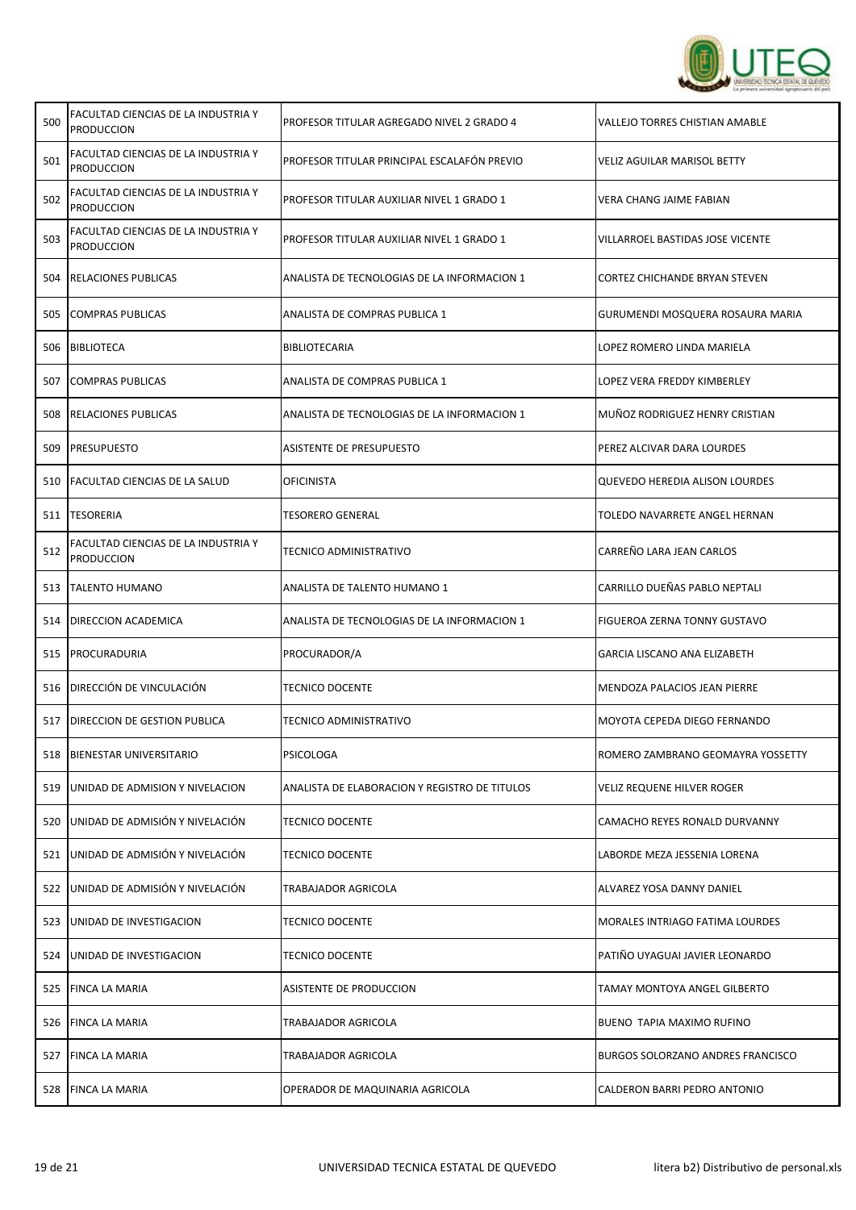| | | | |
|---|---|---|---|
| 500 | FACULTAD CIENCIAS DE LA INDUSTRIA Y PRODUCCION | PROFESOR TITULAR AGREGADO NIVEL 2 GRADO 4 | VALLEJO TORRES CHISTIAN AMABLE |
| 501 | FACULTAD CIENCIAS DE LA INDUSTRIA Y PRODUCCION | PROFESOR TITULAR PRINCIPAL ESCALAFÓN PREVIO | VELIZ AGUILAR MARISOL BETTY |
| 502 | FACULTAD CIENCIAS DE LA INDUSTRIA Y PRODUCCION | PROFESOR TITULAR AUXILIAR NIVEL 1 GRADO 1 | VERA CHANG JAIME FABIAN |
| 503 | FACULTAD CIENCIAS DE LA INDUSTRIA Y PRODUCCION | PROFESOR TITULAR AUXILIAR NIVEL 1 GRADO 1 | VILLARROEL BASTIDAS JOSE VICENTE |
| 504 | RELACIONES PUBLICAS | ANALISTA DE TECNOLOGIAS DE LA INFORMACION 1 | CORTEZ CHICHANDE BRYAN STEVEN |
| 505 | COMPRAS PUBLICAS | ANALISTA DE COMPRAS PUBLICA 1 | GURUMENDI MOSQUERA ROSAURA MARIA |
| 506 | BIBLIOTECA | BIBLIOTECARIA | LOPEZ ROMERO LINDA MARIELA |
| 507 | COMPRAS PUBLICAS | ANALISTA DE COMPRAS PUBLICA 1 | LOPEZ VERA FREDDY KIMBERLEY |
| 508 | RELACIONES PUBLICAS | ANALISTA DE TECNOLOGIAS DE LA INFORMACION 1 | MUÑOZ RODRIGUEZ HENRY CRISTIAN |
| 509 | PRESUPUESTO | ASISTENTE DE PRESUPUESTO | PEREZ ALCIVAR DARA LOURDES |
| 510 | FACULTAD CIENCIAS DE LA SALUD | OFICINISTA | QUEVEDO HEREDIA ALISON LOURDES |
| 511 | TESORERIA | TESORERO GENERAL | TOLEDO NAVARRETE ANGEL HERNAN |
| 512 | FACULTAD CIENCIAS DE LA INDUSTRIA Y PRODUCCION | TECNICO ADMINISTRATIVO | CARREÑO LARA JEAN CARLOS |
| 513 | TALENTO HUMANO | ANALISTA DE TALENTO HUMANO 1 | CARRILLO DUEÑAS PABLO NEPTALI |
| 514 | DIRECCION ACADEMICA | ANALISTA DE TECNOLOGIAS DE LA INFORMACION 1 | FIGUEROA ZERNA TONNY GUSTAVO |
| 515 | PROCURADURIA | PROCURADOR/A | GARCIA LISCANO ANA ELIZABETH |
| 516 | DIRECCIÓN DE VINCULACIÓN | TECNICO DOCENTE | MENDOZA PALACIOS JEAN PIERRE |
| 517 | DIRECCION DE GESTION PUBLICA | TECNICO ADMINISTRATIVO | MOYOTA CEPEDA DIEGO FERNANDO |
| 518 | BIENESTAR UNIVERSITARIO | PSICOLOGA | ROMERO ZAMBRANO GEOMAYRA YOSSETTY |
| 519 | UNIDAD DE ADMISION Y NIVELACION | ANALISTA DE ELABORACION Y REGISTRO DE TITULOS | VELIZ REQUENE HILVER ROGER |
| 520 | UNIDAD DE ADMISIÓN Y NIVELACIÓN | TECNICO DOCENTE | CAMACHO REYES RONALD DURVANNY |
| 521 | UNIDAD DE ADMISIÓN Y NIVELACIÓN | TECNICO DOCENTE | LABORDE MEZA JESSENIA LORENA |
| 522 | UNIDAD DE ADMISIÓN Y NIVELACIÓN | TRABAJADOR AGRICOLA | ALVAREZ YOSA DANNY DANIEL |
| 523 | UNIDAD DE INVESTIGACION | TECNICO DOCENTE | MORALES INTRIAGO FATIMA LOURDES |
| 524 | UNIDAD DE INVESTIGACION | TECNICO DOCENTE | PATIÑO UYAGUAI JAVIER LEONARDO |
| 525 | FINCA LA MARIA | ASISTENTE DE PRODUCCION | TAMAY MONTOYA ANGEL GILBERTO |
| 526 | FINCA LA MARIA | TRABAJADOR AGRICOLA | BUENO TAPIA MAXIMO RUFINO |
| 527 | FINCA LA MARIA | TRABAJADOR AGRICOLA | BURGOS SOLORZANO ANDRES FRANCISCO |
| 528 | FINCA LA MARIA | OPERADOR DE MAQUINARIA AGRICOLA | CALDERON BARRI PEDRO ANTONIO |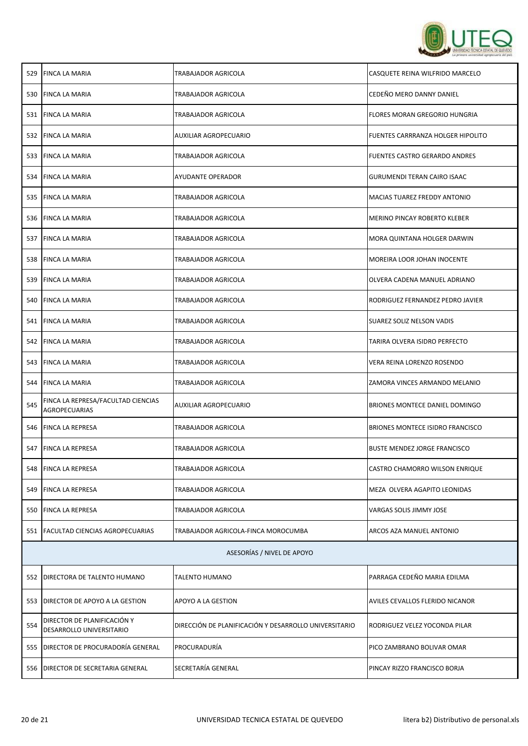| | | | |
|---|---|---|---|
| 529 | FINCA LA MARIA | TRABAJADOR AGRICOLA | CASQUETE REINA WILFRIDO MARCELO |
| 530 | FINCA LA MARIA | TRABAJADOR AGRICOLA | CEDEÑO MERO DANNY DANIEL |
| 531 | FINCA LA MARIA | TRABAJADOR AGRICOLA | FLORES MORAN GREGORIO HUNGRIA |
| 532 | FINCA LA MARIA | AUXILIAR AGROPECUARIO | FUENTES CARRRANZA HOLGER HIPOLITO |
| 533 | FINCA LA MARIA | TRABAJADOR AGRICOLA | FUENTES CASTRO GERARDO ANDRES |
| 534 | FINCA LA MARIA | AYUDANTE OPERADOR | GURUMENDI TERAN CAIRO ISAAC |
| 535 | FINCA LA MARIA | TRABAJADOR AGRICOLA | MACIAS TUAREZ FREDDY ANTONIO |
| 536 | FINCA LA MARIA | TRABAJADOR AGRICOLA | MERINO PINCAY ROBERTO KLEBER |
| 537 | FINCA LA MARIA | TRABAJADOR AGRICOLA | MORA QUINTANA HOLGER DARWIN |
| 538 | FINCA LA MARIA | TRABAJADOR AGRICOLA | MOREIRA LOOR JOHAN INOCENTE |
| 539 | FINCA LA MARIA | TRABAJADOR AGRICOLA | OLVERA CADENA MANUEL ADRIANO |
| 540 | FINCA LA MARIA | TRABAJADOR AGRICOLA | RODRIGUEZ FERNANDEZ PEDRO JAVIER |
| 541 | FINCA LA MARIA | TRABAJADOR AGRICOLA | SUAREZ SOLIZ NELSON VADIS |
| 542 | FINCA LA MARIA | TRABAJADOR AGRICOLA | TARIRA OLVERA ISIDRO PERFECTO |
| 543 | FINCA LA MARIA | TRABAJADOR AGRICOLA | VERA REINA LORENZO ROSENDO |
| 544 | FINCA LA MARIA | TRABAJADOR AGRICOLA | ZAMORA VINCES ARMANDO MELANIO |
| 545 | FINCA LA REPRESA/FACULTAD CIENCIAS AGROPECUARIAS | AUXILIAR AGROPECUARIO | BRIONES MONTECE DANIEL DOMINGO |
| 546 | FINCA LA REPRESA | TRABAJADOR AGRICOLA | BRIONES MONTECE ISIDRO FRANCISCO |
| 547 | FINCA LA REPRESA | TRABAJADOR AGRICOLA | BUSTE MENDEZ JORGE FRANCISCO |
| 548 | FINCA LA REPRESA | TRABAJADOR AGRICOLA | CASTRO CHAMORRO WILSON ENRIQUE |
| 549 | FINCA LA REPRESA | TRABAJADOR AGRICOLA | MEZA OLVERA AGAPITO LEONIDAS |
| 550 | FINCA LA REPRESA | TRABAJADOR AGRICOLA | VARGAS SOLIS JIMMY JOSE |
| 551 | FACULTAD CIENCIAS AGROPECUARIAS | TRABAJADOR AGRICOLA-FINCA MOROCUMBA | ARCOS AZA MANUEL ANTONIO |
| | | ASESORÍAS / NIVEL DE APOYO | |
| 552 | DIRECTORA DE TALENTO HUMANO | TALENTO HUMANO | PARRAGA CEDEÑO MARIA EDILMA |
| 553 | DIRECTOR DE APOYO A LA GESTION | APOYO A LA GESTION | AVILES CEVALLOS FLERIDO NICANOR |
| 554 | DIRECTOR DE PLANIFICACIÓN Y DESARROLLO UNIVERSITARIO | DIRECCIÓN DE PLANIFICACIÓN Y DESARROLLO UNIVERSITARIO | RODRIGUEZ VELEZ YOCONDA PILAR |
| 555 | DIRECTOR DE PROCURADORÍA GENERAL | PROCURADURÍA | PICO ZAMBRANO BOLIVAR OMAR |
| 556 | DIRECTOR DE SECRETARIA GENERAL | SECRETARÍA GENERAL | PINCAY RIZZO FRANCISCO BORJA |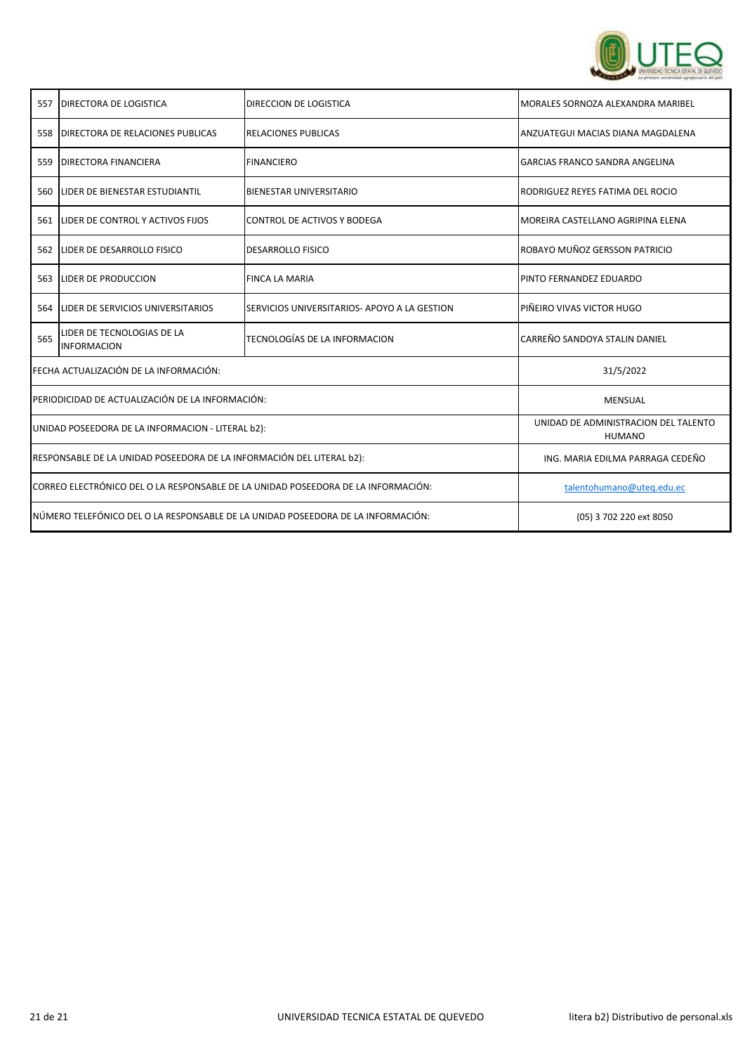| | | | |
|---|---|---|---|
| 557 | DIRECTORA DE LOGISTICA | DIRECCION DE LOGISTICA | MORALES SORNOZA ALEXANDRA MARIBEL |
| 558 | DIRECTORA DE RELACIONES PUBLICAS | RELACIONES PUBLICAS | ANZUATEGUI MACIAS DIANA MAGDALENA |
| 559 | DIRECTORA FINANCIERA | FINANCIERO | GARCIAS FRANCO SANDRA ANGELINA |
| 560 | LIDER DE BIENESTAR ESTUDIANTIL | BIENESTAR UNIVERSITARIO | RODRIGUEZ REYES FATIMA DEL ROCIO |
| 561 | LIDER DE CONTROL Y ACTIVOS FIJOS | CONTROL DE ACTIVOS Y BODEGA | MOREIRA CASTELLANO AGRIPINA ELENA |
| 562 | LIDER DE DESARROLLO FISICO | DESARROLLO FISICO | ROBAYO MUÑOZ GERSSON PATRICIO |
| 563 | LIDER DE PRODUCCION | FINCA LA MARIA | PINTO FERNANDEZ EDUARDO |
| 564 | LIDER DE SERVICIOS UNIVERSITARIOS | SERVICIOS UNIVERSITARIOS- APOYO A LA GESTION | PIÑEIRO VIVAS VICTOR HUGO |
| 565 | LIDER DE TECNOLOGIAS DE LA INFORMACION | TECNOLOGÍAS DE LA INFORMACION | CARREÑO SANDOYA STALIN DANIEL |
| FECHA ACTUALIZACIÓN DE LA INFORMACIÓN: | | | 31/5/2022 |
| PERIODICIDAD DE ACTUALIZACIÓN DE LA INFORMACIÓN: | | | MENSUAL |
| UNIDAD POSEEDORA DE LA INFORMACION - LITERAL b2): | | | UNIDAD DE ADMINISTRACION DEL TALENTO HUMANO |
| RESPONSABLE DE LA UNIDAD POSEEDORA DE LA INFORMACIÓN DEL LITERAL b2): | | | ING. MARIA EDILMA PARRAGA CEDEÑO |
| CORREO ELECTRÓNICO DEL O LA RESPONSABLE DE LA UNIDAD POSEEDORA DE LA INFORMACIÓN: | | | talentohumano@uteq.edu.ec |
| NÚMERO TELEFÓNICO DEL O LA RESPONSABLE DE LA UNIDAD POSEEDORA DE LA INFORMACIÓN: | | | (05) 3 702 220 ext 8050 |